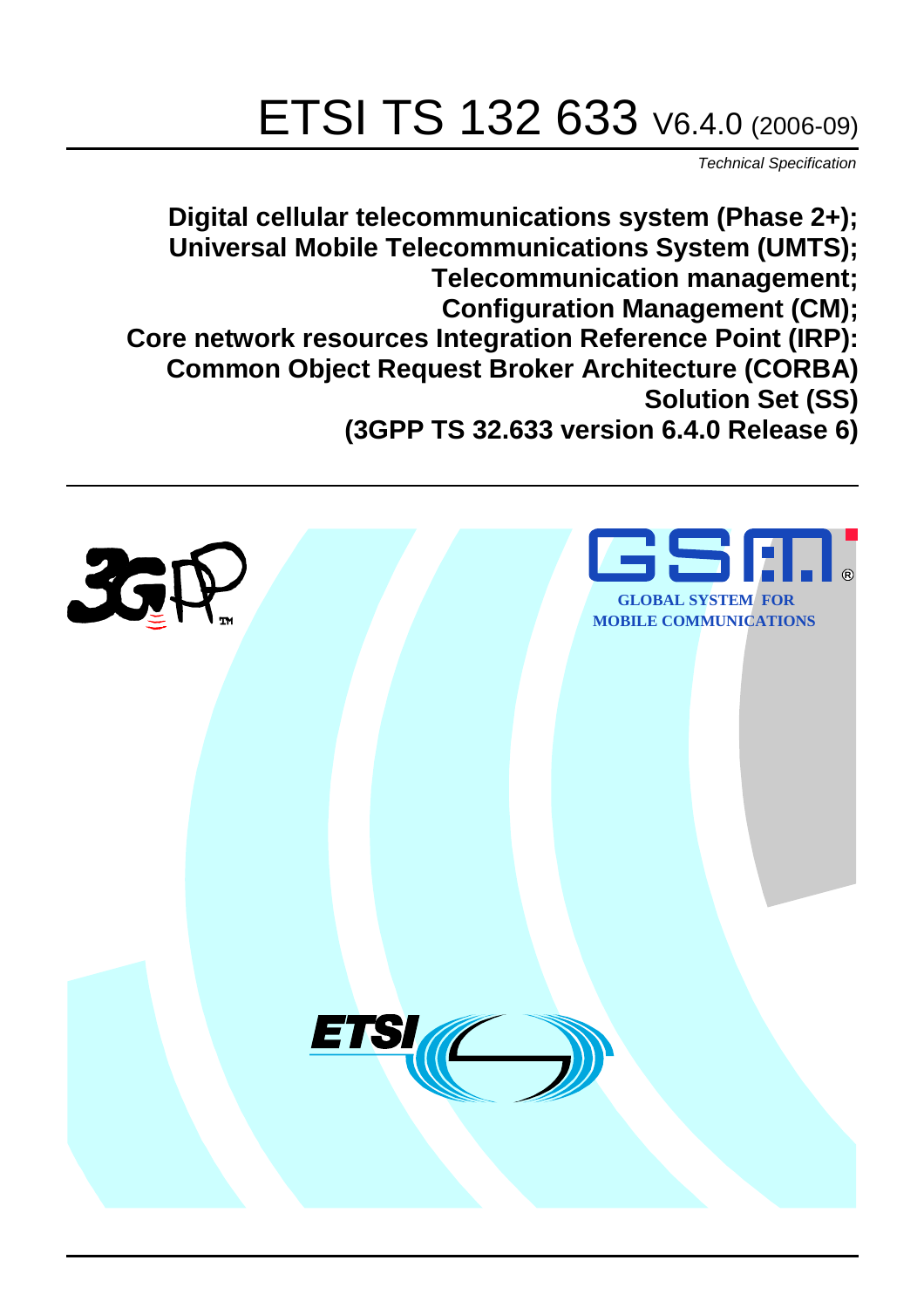# ETSI TS 132 633 V6.4.0 (2006-09)

*Technical Specification*

**Digital cellular telecommunications system (Phase 2+);**
**Universal Mobile Telecommunications System (UMTS);**
**Telecommunication management;**
**Configuration Management (CM);**
**Core network resources Integration Reference Point (IRP):**
**Common Object Request Broker Architecture (CORBA)**
**Solution Set (SS)**
**(3GPP TS 32.633 version 6.4.0 Release 6)**

GLOBAL SYSTEM FOR
MOBILE COMMUNICATIONS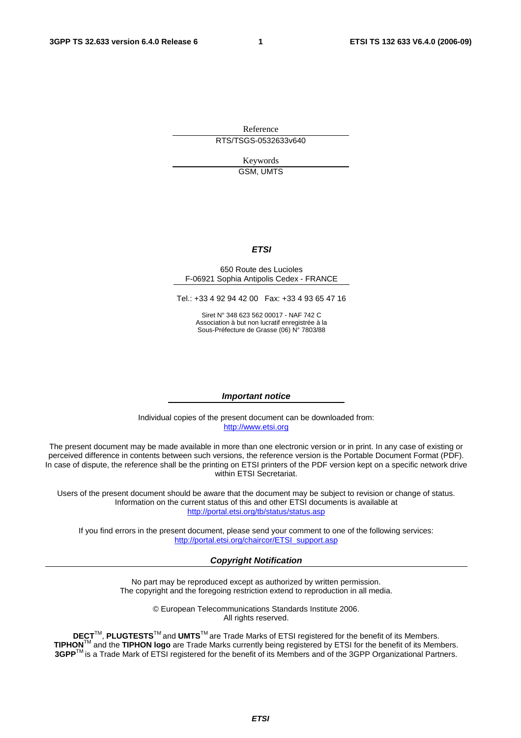Reference

RTS/TSGS-0532633v640

Keywords

GSM, UMTS

***ETSI***

650 Route des Lucioles
F-06921 Sophia Antipolis Cedex - FRANCE

Tel.: +33 4 92 94 42 00   Fax: +33 4 93 65 47 16

Siret N° 348 623 562 00017 - NAF 742 C
Association à but non lucratif enregistrée à la
Sous-Préfecture de Grasse (06) N° 7803/88

***Important notice***

Individual copies of the present document can be downloaded from:
http://www.etsi.org

The present document may be made available in more than one electronic version or in print. In any case of existing or perceived difference in contents between such versions, the reference version is the Portable Document Format (PDF). In case of dispute, the reference shall be the printing on ETSI printers of the PDF version kept on a specific network drive within ETSI Secretariat.

Users of the present document should be aware that the document may be subject to revision or change of status. Information on the current status of this and other ETSI documents is available at
http://portal.etsi.org/tb/status/status.asp

If you find errors in the present document, please send your comment to one of the following services:
http://portal.etsi.org/chaircor/ETSI_support.asp

***Copyright Notification***

No part may be reproduced except as authorized by written permission.
The copyright and the foregoing restriction extend to reproduction in all media.

© European Telecommunications Standards Institute 2006.
All rights reserved.

**DECT**TM, **PLUGTESTS**TM and **UMTS**TM are Trade Marks of ETSI registered for the benefit of its Members.
**TIPHON**TM and the **TIPHON logo** are Trade Marks currently being registered by ETSI for the benefit of its Members.
**3GPP**TM is a Trade Mark of ETSI registered for the benefit of its Members and of the 3GPP Organizational Partners.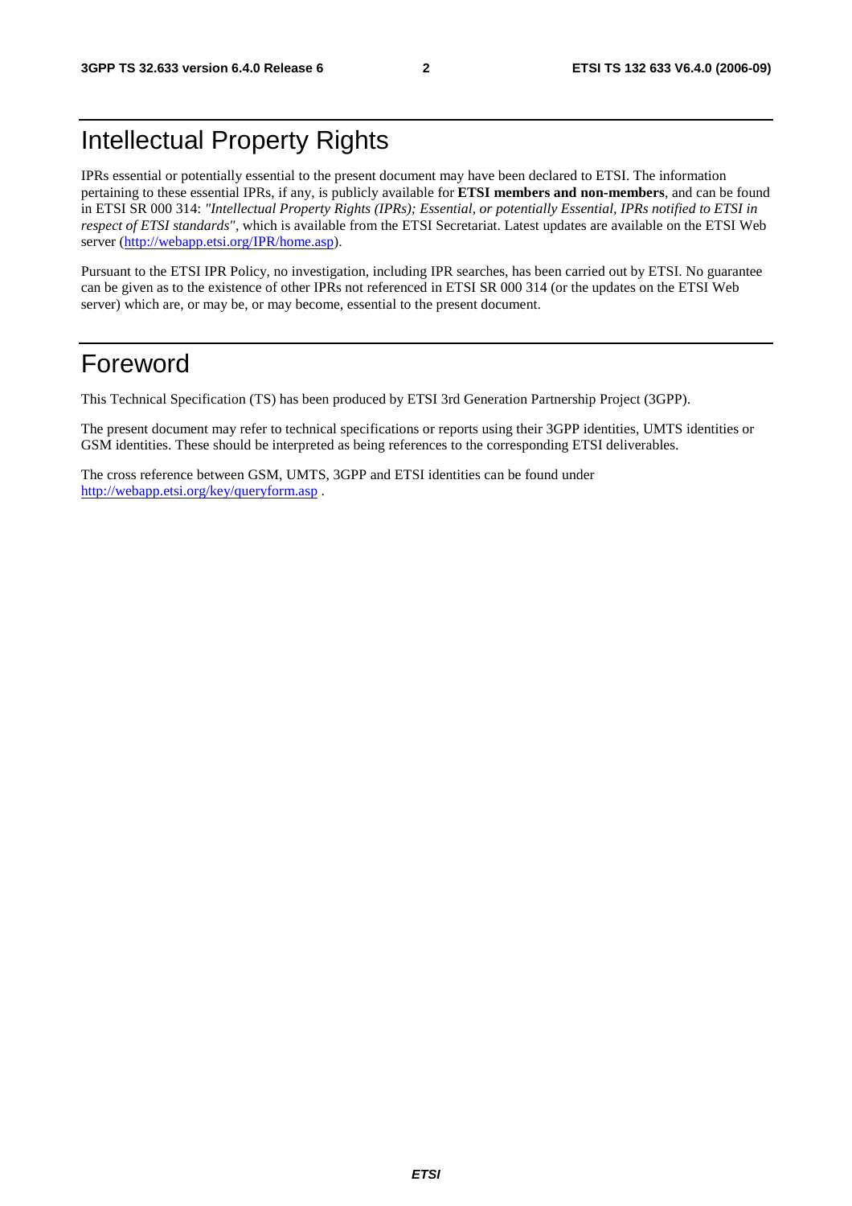# Intellectual Property Rights

IPRs essential or potentially essential to the present document may have been declared to ETSI. The information pertaining to these essential IPRs, if any, is publicly available for **ETSI members and non-members**, and can be found in ETSI SR 000 314: *"Intellectual Property Rights (IPRs); Essential, or potentially Essential, IPRs notified to ETSI in respect of ETSI standards"*, which is available from the ETSI Secretariat. Latest updates are available on the ETSI Web server (http://webapp.etsi.org/IPR/home.asp).

Pursuant to the ETSI IPR Policy, no investigation, including IPR searches, has been carried out by ETSI. No guarantee can be given as to the existence of other IPRs not referenced in ETSI SR 000 314 (or the updates on the ETSI Web server) which are, or may be, or may become, essential to the present document.

# Foreword

This Technical Specification (TS) has been produced by ETSI 3rd Generation Partnership Project (3GPP).

The present document may refer to technical specifications or reports using their 3GPP identities, UMTS identities or GSM identities. These should be interpreted as being references to the corresponding ETSI deliverables.

The cross reference between GSM, UMTS, 3GPP and ETSI identities can be found under http://webapp.etsi.org/key/queryform.asp .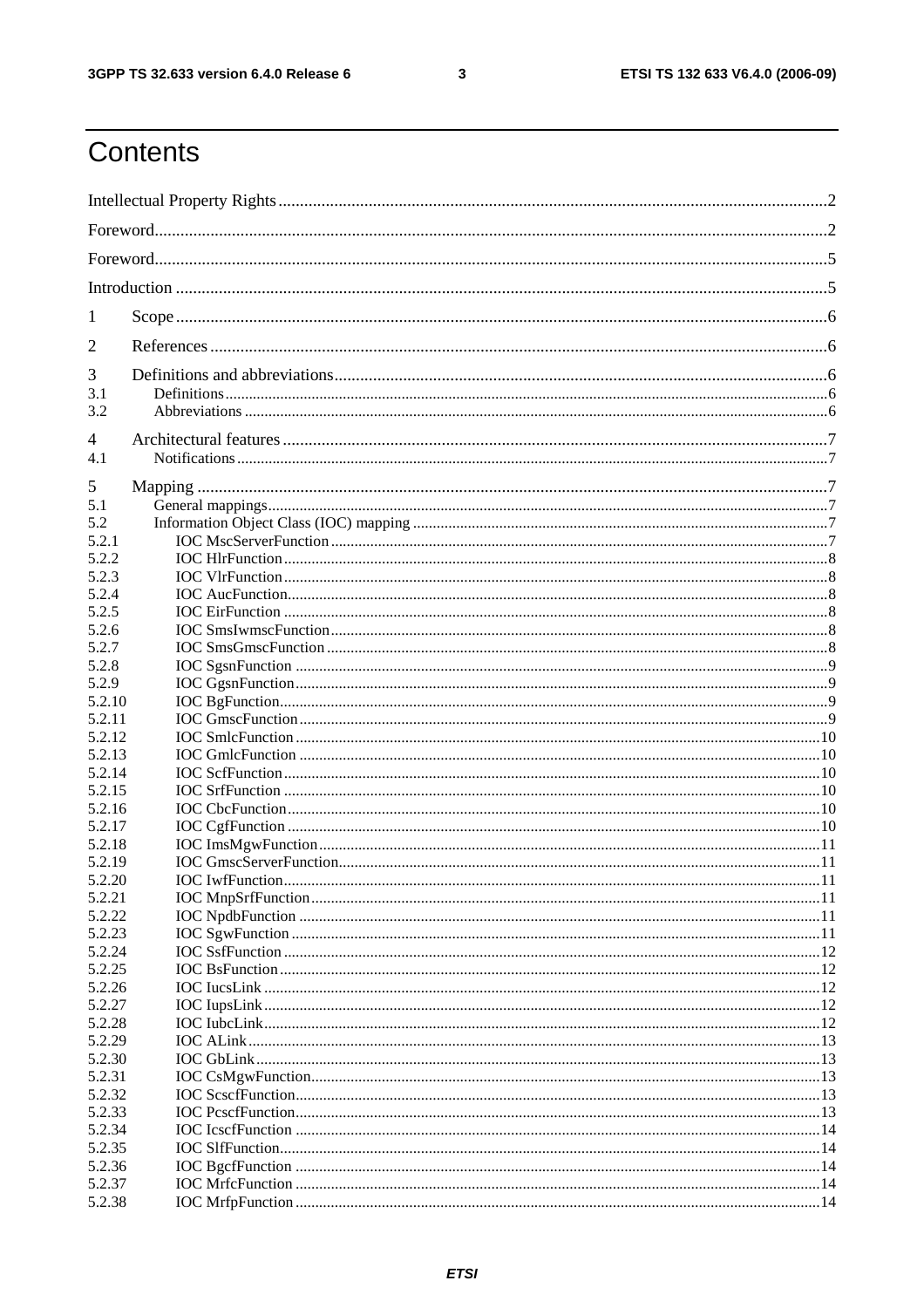# Contents

Intellectual Property Rights ........ 2
Foreword ........ 2
Foreword ........ 5
Introduction ........ 5

1 Scope ........ 6
2 References ........ 6
3 Definitions and abbreviations ........ 6
3.1 Definitions ........ 6
3.2 Abbreviations ........ 6
4 Architectural features ........ 7
4.1 Notifications ........ 7
5 Mapping ........ 7
5.1 General mappings ........ 7
5.2 Information Object Class (IOC) mapping ........ 7
5.2.1 IOC MscServerFunction ........ 7
5.2.2 IOC HlrFunction ........ 8
5.2.3 IOC VlrFunction ........ 8
5.2.4 IOC AucFunction ........ 8
5.2.5 IOC EirFunction ........ 8
5.2.6 IOC SmsIwmscFunction ........ 8
5.2.7 IOC SmsGmscFunction ........ 8
5.2.8 IOC SgsnFunction ........ 9
5.2.9 IOC GgsnFunction ........ 9
5.2.10 IOC BgFunction ........ 9
5.2.11 IOC GmscFunction ........ 9
5.2.12 IOC SmlcFunction ........ 10
5.2.13 IOC GmlcFunction ........ 10
5.2.14 IOC ScfFunction ........ 10
5.2.15 IOC SrfFunction ........ 10
5.2.16 IOC CbcFunction ........ 10
5.2.17 IOC CgfFunction ........ 10
5.2.18 IOC ImsMgwFunction ........ 11
5.2.19 IOC GmscServerFunction ........ 11
5.2.20 IOC IwfFunction ........ 11
5.2.21 IOC MnpSrfFunction ........ 11
5.2.22 IOC NpdbFunction ........ 11
5.2.23 IOC SgwFunction ........ 11
5.2.24 IOC SsfFunction ........ 12
5.2.25 IOC BsFunction ........ 12
5.2.26 IOC IucsLink ........ 12
5.2.27 IOC IupsLink ........ 12
5.2.28 IOC IubcLink ........ 12
5.2.29 IOC ALink ........ 13
5.2.30 IOC GbLink ........ 13
5.2.31 IOC CsMgwFunction ........ 13
5.2.32 IOC ScscfFunction ........ 13
5.2.33 IOC PcscfFunction ........ 13
5.2.34 IOC IcscfFunction ........ 14
5.2.35 IOC SlfFunction ........ 14
5.2.36 IOC BgcfFunction ........ 14
5.2.37 IOC MrfcFunction ........ 14
5.2.38 IOC MrfpFunction ........ 14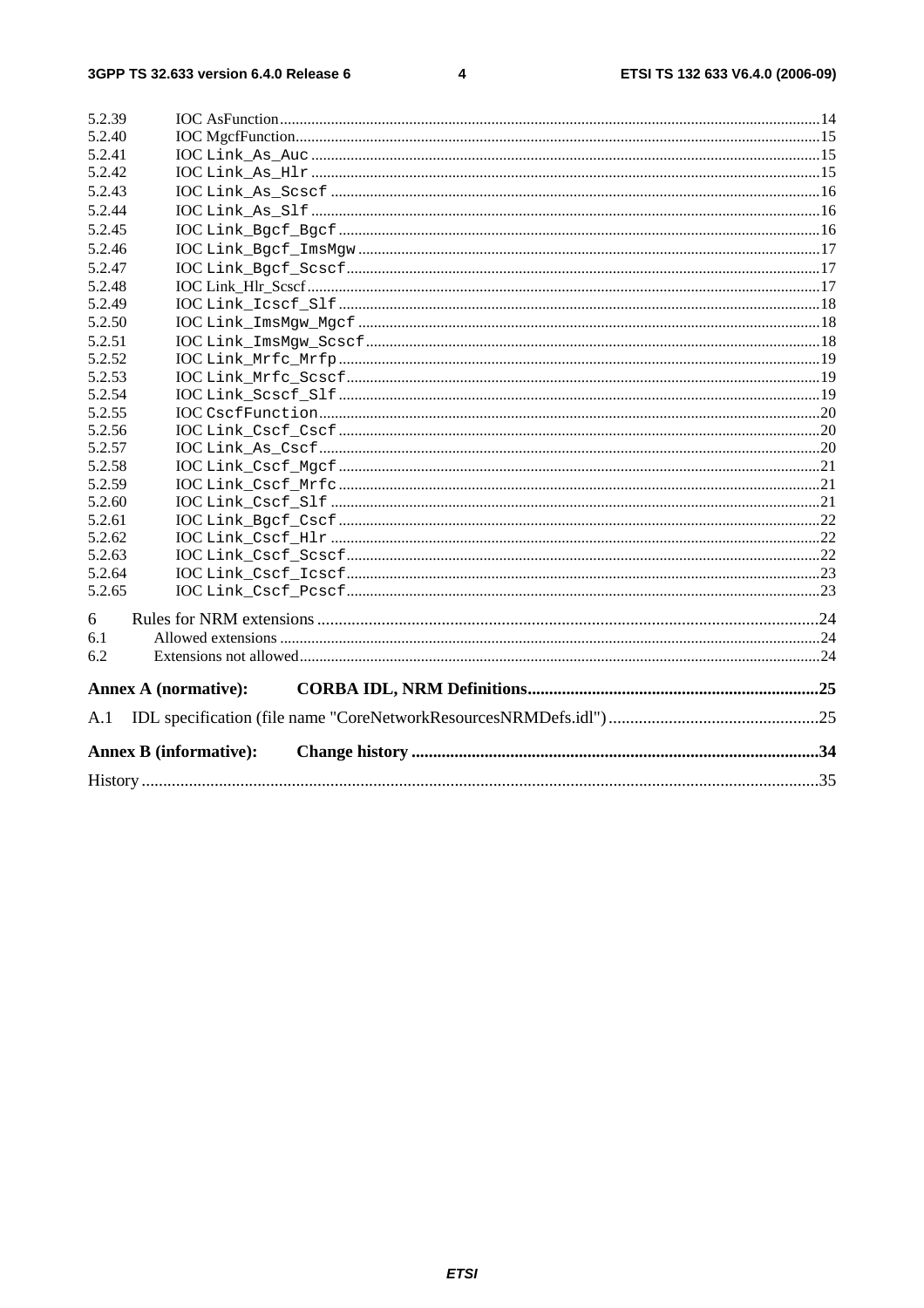5.2.39 IOC AsFunction ... 14
5.2.40 IOC MgcfFunction ... 15
5.2.41 IOC Link_As_Auc ... 15
5.2.42 IOC Link_As_Hlr ... 15
5.2.43 IOC Link_As_Scscf ... 16
5.2.44 IOC Link_As_Slf ... 16
5.2.45 IOC Link_Bgcf_Bgcf ... 16
5.2.46 IOC Link_Bgcf_ImsMgw ... 17
5.2.47 IOC Link_Bgcf_Scscf ... 17
5.2.48 IOC Link_Hlr_Scscf ... 17
5.2.49 IOC Link_Icscf_Slf ... 18
5.2.50 IOC Link_ImsMgw_Mgcf ... 18
5.2.51 IOC Link_ImsMgw_Scscf ... 18
5.2.52 IOC Link_Mrfc_Mrfp ... 19
5.2.53 IOC Link_Mrfc_Scscf ... 19
5.2.54 IOC Link_Scscf_Slf ... 19
5.2.55 IOC CscfFunction ... 20
5.2.56 IOC Link_Cscf_Cscf ... 20
5.2.57 IOC Link_As_Cscf ... 20
5.2.58 IOC Link_Cscf_Mgcf ... 21
5.2.59 IOC Link_Cscf_Mrfc ... 21
5.2.60 IOC Link_Cscf_Slf ... 21
5.2.61 IOC Link_Bgcf_Cscf ... 22
5.2.62 IOC Link_Cscf_Hlr ... 22
5.2.63 IOC Link_Cscf_Scscf ... 22
5.2.64 IOC Link_Cscf_Icscf ... 23
5.2.65 IOC Link_Cscf_Pcscf ... 23

6 Rules for NRM extensions ... 24
6.1 Allowed extensions ... 24
6.2 Extensions not allowed ... 24

**Annex A (normative): CORBA IDL, NRM Definitions ... 25**

A.1 IDL specification (file name "CoreNetworkResourcesNRMDefs.idl") ... 25

**Annex B (informative): Change history ... 34**

History ... 35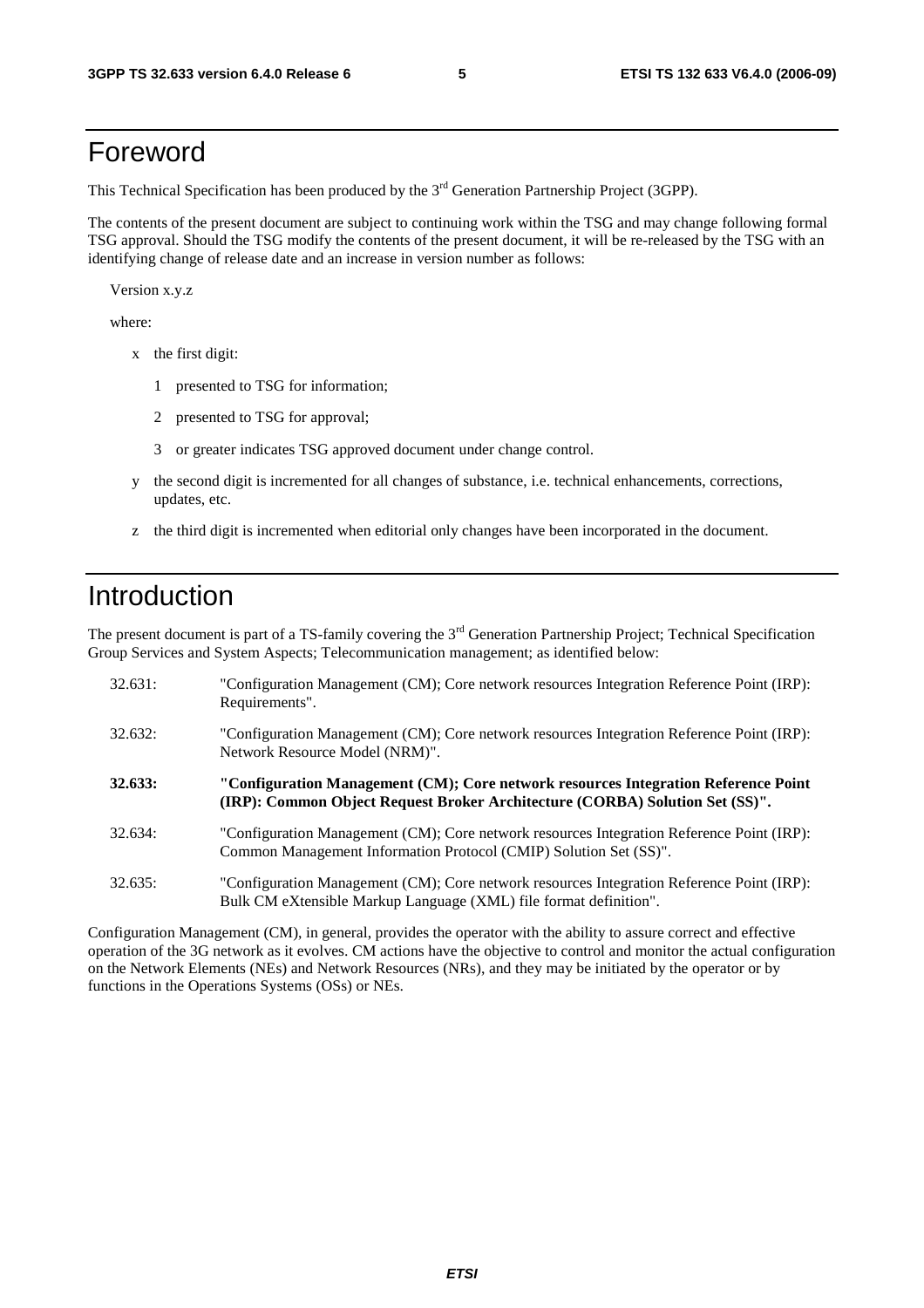# Foreword

This Technical Specification has been produced by the 3rd Generation Partnership Project (3GPP).

The contents of the present document are subject to continuing work within the TSG and may change following formal TSG approval. Should the TSG modify the contents of the present document, it will be re-released by the TSG with an identifying change of release date and an increase in version number as follows:

Version x.y.z

where:

- x the first digit:
  - 1 presented to TSG for information;
  - 2 presented to TSG for approval;
  - 3 or greater indicates TSG approved document under change control.
- y the second digit is incremented for all changes of substance, i.e. technical enhancements, corrections, updates, etc.
- z the third digit is incremented when editorial only changes have been incorporated in the document.

# Introduction

The present document is part of a TS-family covering the 3rd Generation Partnership Project; Technical Specification Group Services and System Aspects; Telecommunication management; as identified below:

32.631: "Configuration Management (CM); Core network resources Integration Reference Point (IRP): Requirements".

32.632: "Configuration Management (CM); Core network resources Integration Reference Point (IRP): Network Resource Model (NRM)".

**32.633: "Configuration Management (CM); Core network resources Integration Reference Point (IRP): Common Object Request Broker Architecture (CORBA) Solution Set (SS)".**

32.634: "Configuration Management (CM); Core network resources Integration Reference Point (IRP): Common Management Information Protocol (CMIP) Solution Set (SS)".

32.635: "Configuration Management (CM); Core network resources Integration Reference Point (IRP): Bulk CM eXtensible Markup Language (XML) file format definition".

Configuration Management (CM), in general, provides the operator with the ability to assure correct and effective operation of the 3G network as it evolves. CM actions have the objective to control and monitor the actual configuration on the Network Elements (NEs) and Network Resources (NRs), and they may be initiated by the operator or by functions in the Operations Systems (OSs) or NEs.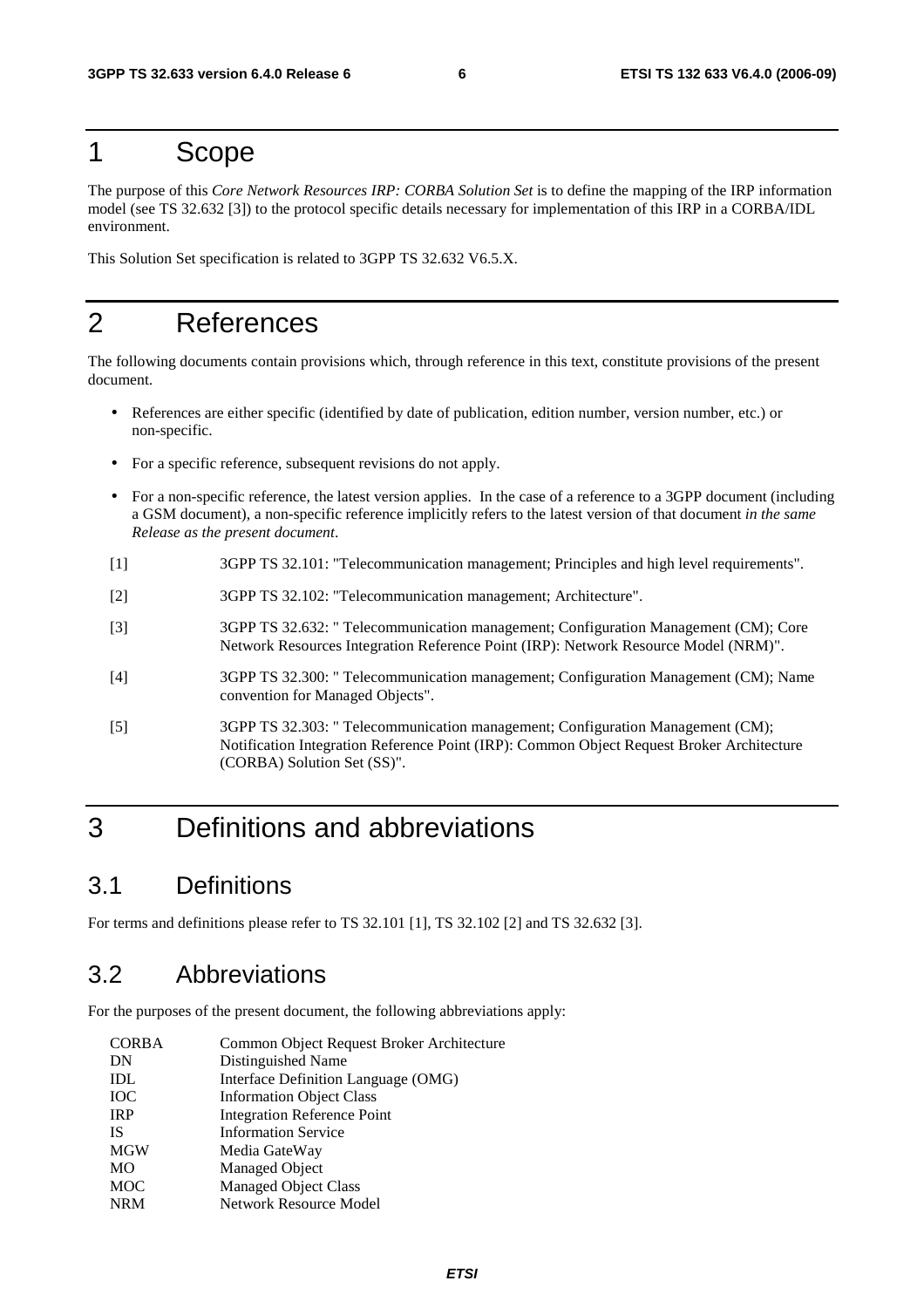# 1 Scope

The purpose of this *Core Network Resources IRP: CORBA Solution Set* is to define the mapping of the IRP information model (see TS 32.632 [3]) to the protocol specific details necessary for implementation of this IRP in a CORBA/IDL environment.

This Solution Set specification is related to 3GPP TS 32.632 V6.5.X.

# 2 References

The following documents contain provisions which, through reference in this text, constitute provisions of the present document.

- References are either specific (identified by date of publication, edition number, version number, etc.) or non-specific.
- For a specific reference, subsequent revisions do not apply.
- For a non-specific reference, the latest version applies. In the case of a reference to a 3GPP document (including a GSM document), a non-specific reference implicitly refers to the latest version of that document *in the same Release as the present document*.

[1] 3GPP TS 32.101: "Telecommunication management; Principles and high level requirements".

[2] 3GPP TS 32.102: "Telecommunication management; Architecture".

[3] 3GPP TS 32.632: " Telecommunication management; Configuration Management (CM); Core Network Resources Integration Reference Point (IRP): Network Resource Model (NRM)".

[4] 3GPP TS 32.300: " Telecommunication management; Configuration Management (CM); Name convention for Managed Objects".

[5] 3GPP TS 32.303: " Telecommunication management; Configuration Management (CM); Notification Integration Reference Point (IRP): Common Object Request Broker Architecture (CORBA) Solution Set (SS)".

# 3 Definitions and abbreviations

## 3.1 Definitions

For terms and definitions please refer to TS 32.101 [1], TS 32.102 [2] and TS 32.632 [3].

## 3.2 Abbreviations

For the purposes of the present document, the following abbreviations apply:

| | |
|---|---|
| CORBA | Common Object Request Broker Architecture |
| DN | Distinguished Name |
| IDL | Interface Definition Language (OMG) |
| IOC | Information Object Class |
| IRP | Integration Reference Point |
| IS | Information Service |
| MGW | Media GateWay |
| MO | Managed Object |
| MOC | Managed Object Class |
| NRM | Network Resource Model |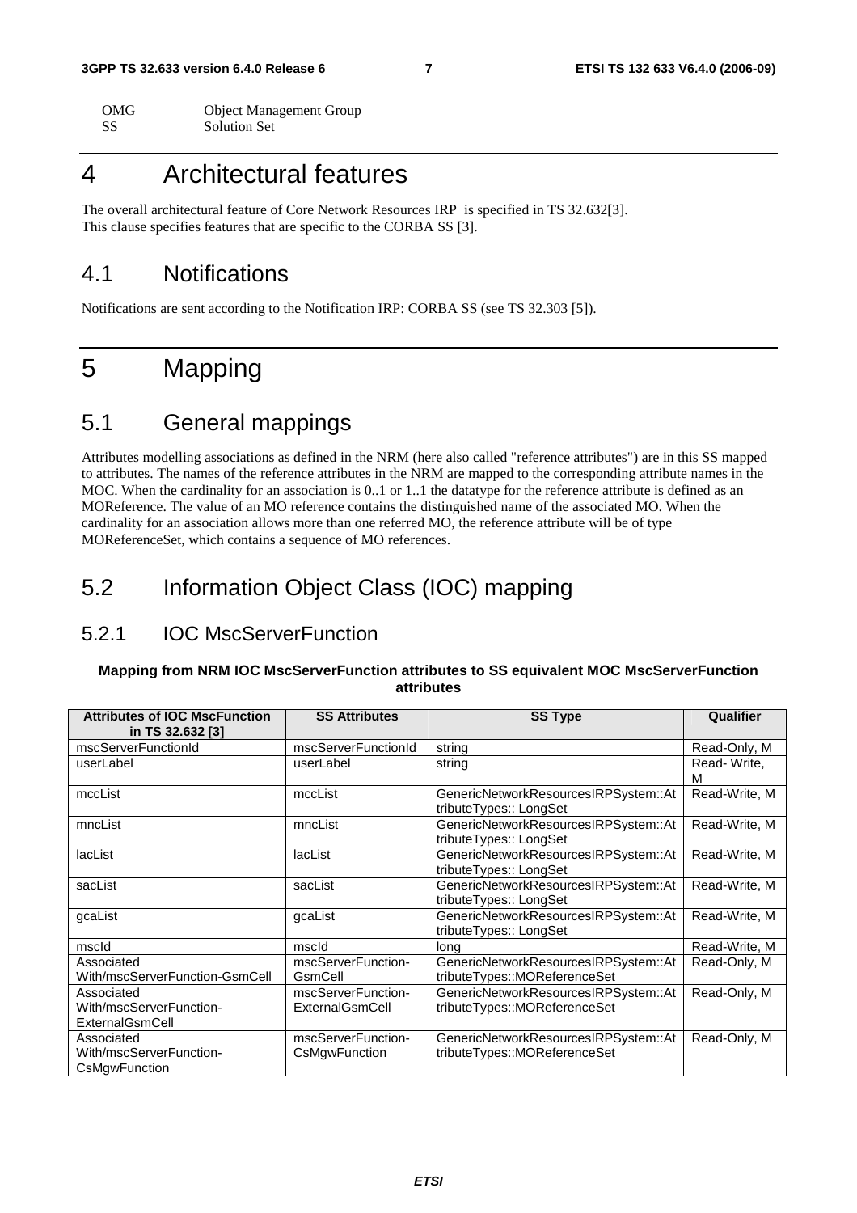| OMG | Object Management Group |
|---|---|
| SS | Solution Set |

# 4 Architectural features

The overall architectural feature of Core Network Resources IRP is specified in TS 32.632[3].
This clause specifies features that are specific to the CORBA SS [3].

## 4.1 Notifications

Notifications are sent according to the Notification IRP: CORBA SS (see TS 32.303 [5]).

# 5 Mapping

## 5.1 General mappings

Attributes modelling associations as defined in the NRM (here also called "reference attributes") are in this SS mapped to attributes. The names of the reference attributes in the NRM are mapped to the corresponding attribute names in the MOC. When the cardinality for an association is 0..1 or 1..1 the datatype for the reference attribute is defined as an MOReference. The value of an MO reference contains the distinguished name of the associated MO. When the cardinality for an association allows more than one referred MO, the reference attribute will be of type MOReferenceSet, which contains a sequence of MO references.

## 5.2 Information Object Class (IOC) mapping

### 5.2.1 IOC MscServerFunction

**Mapping from NRM IOC MscServerFunction attributes to SS equivalent MOC MscServerFunction attributes**

| Attributes of IOC MscFunction in TS 32.632 [3] | SS Attributes | SS Type | Qualifier |
|---|---|---|---|
| mscServerFunctionId | mscServerFunctionId | string | Read-Only, M |
| userLabel | userLabel | string | Read- Write, M |
| mccList | mccList | GenericNetworkResourcesIRPSystem::AttributeTypes:: LongSet | Read-Write, M |
| mncList | mncList | GenericNetworkResourcesIRPSystem::AttributeTypes:: LongSet | Read-Write, M |
| lacList | lacList | GenericNetworkResourcesIRPSystem::AttributeTypes:: LongSet | Read-Write, M |
| sacList | sacList | GenericNetworkResourcesIRPSystem::AttributeTypes:: LongSet | Read-Write, M |
| gcaList | gcaList | GenericNetworkResourcesIRPSystem::AttributeTypes:: LongSet | Read-Write, M |
| mscId | mscId | long | Read-Write, M |
| Associated With/mscServerFunction-GsmCell | mscServerFunction-GsmCell | GenericNetworkResourcesIRPSystem::AttributeTypes::MOReferenceSet | Read-Only, M |
| Associated With/mscServerFunction-ExternalGsmCell | mscServerFunction-ExternalGsmCell | GenericNetworkResourcesIRPSystem::AttributeTypes::MOReferenceSet | Read-Only, M |
| Associated With/mscServerFunction-CsMgwFunction | mscServerFunction-CsMgwFunction | GenericNetworkResourcesIRPSystem::AttributeTypes::MOReferenceSet | Read-Only, M |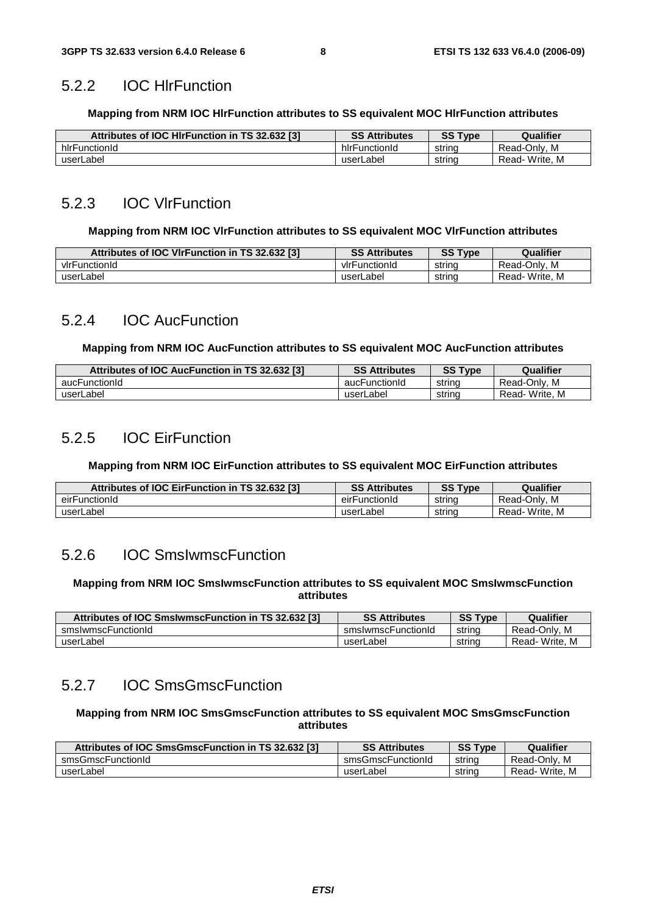### 5.2.2 IOC HlrFunction

**Mapping from NRM IOC HlrFunction attributes to SS equivalent MOC HlrFunction attributes**

| Attributes of IOC HlrFunction in TS 32.632 [3] | SS Attributes | SS Type | Qualifier |
|---|---|---|---|
| hlrFunctionId | hlrFunctionId | string | Read-Only, M |
| userLabel | userLabel | string | Read- Write, M |

### 5.2.3 IOC VlrFunction

**Mapping from NRM IOC VlrFunction attributes to SS equivalent MOC VlrFunction attributes**

| Attributes of IOC VlrFunction in TS 32.632 [3] | SS Attributes | SS Type | Qualifier |
|---|---|---|---|
| vlrFunctionId | vlrFunctionId | string | Read-Only, M |
| userLabel | userLabel | string | Read- Write, M |

### 5.2.4 IOC AucFunction

**Mapping from NRM IOC AucFunction attributes to SS equivalent MOC AucFunction attributes**

| Attributes of IOC AucFunction in TS 32.632 [3] | SS Attributes | SS Type | Qualifier |
|---|---|---|---|
| aucFunctionId | aucFunctionId | string | Read-Only, M |
| userLabel | userLabel | string | Read- Write, M |

### 5.2.5 IOC EirFunction

**Mapping from NRM IOC EirFunction attributes to SS equivalent MOC EirFunction attributes**

| Attributes of IOC EirFunction in TS 32.632 [3] | SS Attributes | SS Type | Qualifier |
|---|---|---|---|
| eirFunctionId | eirFunctionId | string | Read-Only, M |
| userLabel | userLabel | string | Read- Write, M |

### 5.2.6 IOC SmsIwmscFunction

**Mapping from NRM IOC SmsIwmscFunction attributes to SS equivalent MOC SmsIwmscFunction attributes**

| Attributes of IOC SmsIwmscFunction in TS 32.632 [3] | SS Attributes | SS Type | Qualifier |
|---|---|---|---|
| smsIwmscFunctionId | smsIwmscFunctionId | string | Read-Only, M |
| userLabel | userLabel | string | Read- Write, M |

### 5.2.7 IOC SmsGmscFunction

**Mapping from NRM IOC SmsGmscFunction attributes to SS equivalent MOC SmsGmscFunction attributes**

| Attributes of IOC SmsGmscFunction in TS 32.632 [3] | SS Attributes | SS Type | Qualifier |
|---|---|---|---|
| smsGmscFunctionId | smsGmscFunctionId | string | Read-Only, M |
| userLabel | userLabel | string | Read- Write, M |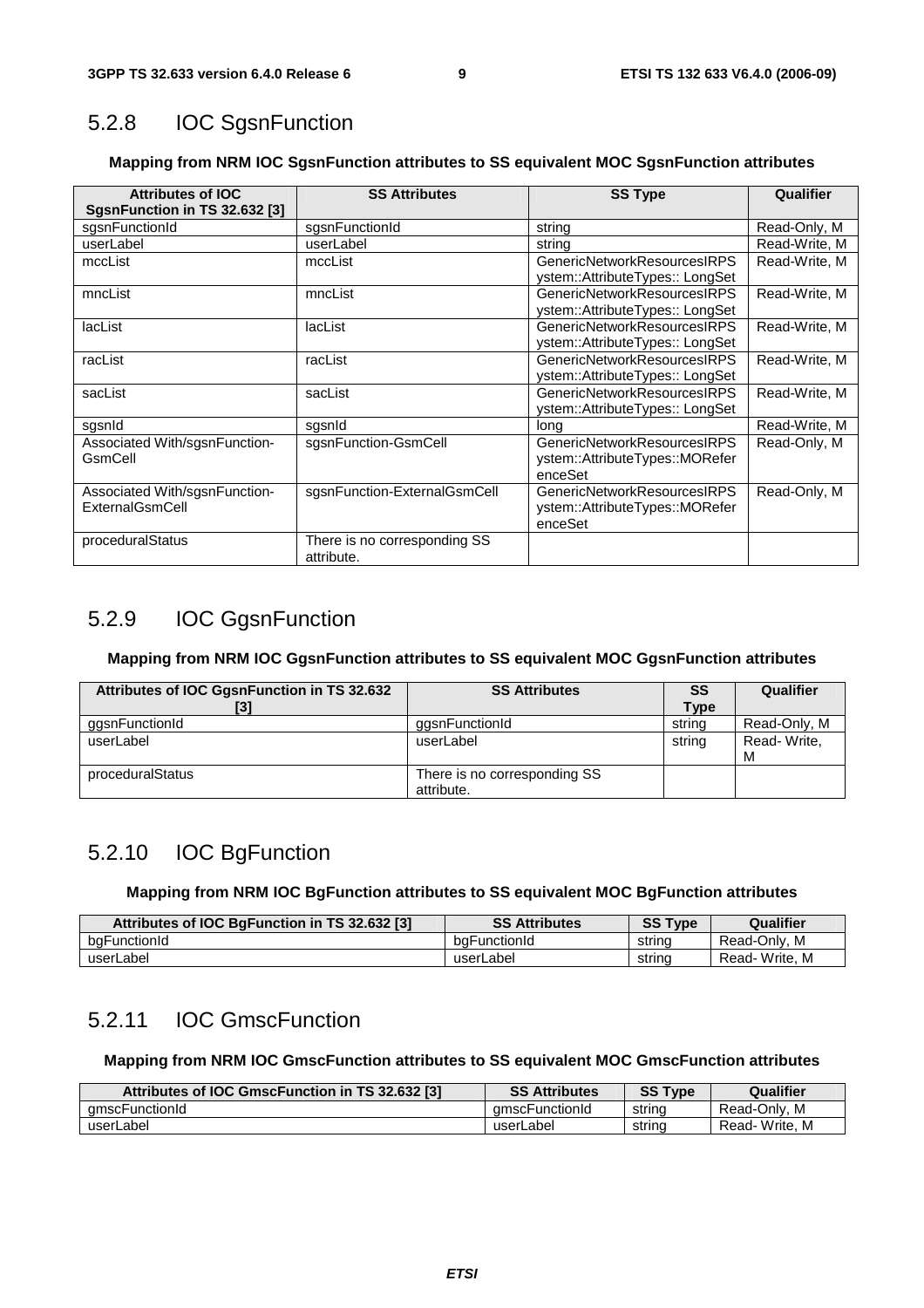## 5.2.8 IOC SgsnFunction

**Mapping from NRM IOC SgsnFunction attributes to SS equivalent MOC SgsnFunction attributes**

| Attributes of IOC SgsnFunction in TS 32.632 [3] | SS Attributes | SS Type | Qualifier |
|---|---|---|---|
| sgsnFunctionId | sgsnFunctionId | string | Read-Only, M |
| userLabel | userLabel | string | Read-Write, M |
| mccList | mccList | GenericNetworkResourcesIRPSystem::AttributeTypes:: LongSet | Read-Write, M |
| mncList | mncList | GenericNetworkResourcesIRPSystem::AttributeTypes:: LongSet | Read-Write, M |
| lacList | lacList | GenericNetworkResourcesIRPSystem::AttributeTypes:: LongSet | Read-Write, M |
| racList | racList | GenericNetworkResourcesIRPSystem::AttributeTypes:: LongSet | Read-Write, M |
| sacList | sacList | GenericNetworkResourcesIRPSystem::AttributeTypes:: LongSet | Read-Write, M |
| sgsnId | sgsnId | long | Read-Write, M |
| Associated With/sgsnFunction-GsmCell | sgsnFunction-GsmCell | GenericNetworkResourcesIRPSystem::AttributeTypes::MOReferenceSet | Read-Only, M |
| Associated With/sgsnFunction-ExternalGsmCell | sgsnFunction-ExternalGsmCell | GenericNetworkResourcesIRPSystem::AttributeTypes::MOReferenceSet | Read-Only, M |
| proceduralStatus | There is no corresponding SS attribute. | | |

## 5.2.9 IOC GgsnFunction

**Mapping from NRM IOC GgsnFunction attributes to SS equivalent MOC GgsnFunction attributes**

| Attributes of IOC GgsnFunction in TS 32.632 [3] | SS Attributes | SS Type | Qualifier |
|---|---|---|---|
| ggsnFunctionId | ggsnFunctionId | string | Read-Only, M |
| userLabel | userLabel | string | Read- Write, M |
| proceduralStatus | There is no corresponding SS attribute. | | |

## 5.2.10 IOC BgFunction

**Mapping from NRM IOC BgFunction attributes to SS equivalent MOC BgFunction attributes**

| Attributes of IOC BgFunction in TS 32.632 [3] | SS Attributes | SS Type | Qualifier |
|---|---|---|---|
| bgFunctionId | bgFunctionId | string | Read-Only, M |
| userLabel | userLabel | string | Read- Write, M |

## 5.2.11 IOC GmscFunction

**Mapping from NRM IOC GmscFunction attributes to SS equivalent MOC GmscFunction attributes**

| Attributes of IOC GmscFunction in TS 32.632 [3] | SS Attributes | SS Type | Qualifier |
|---|---|---|---|
| gmscFunctionId | gmscFunctionId | string | Read-Only, M |
| userLabel | userLabel | string | Read- Write, M |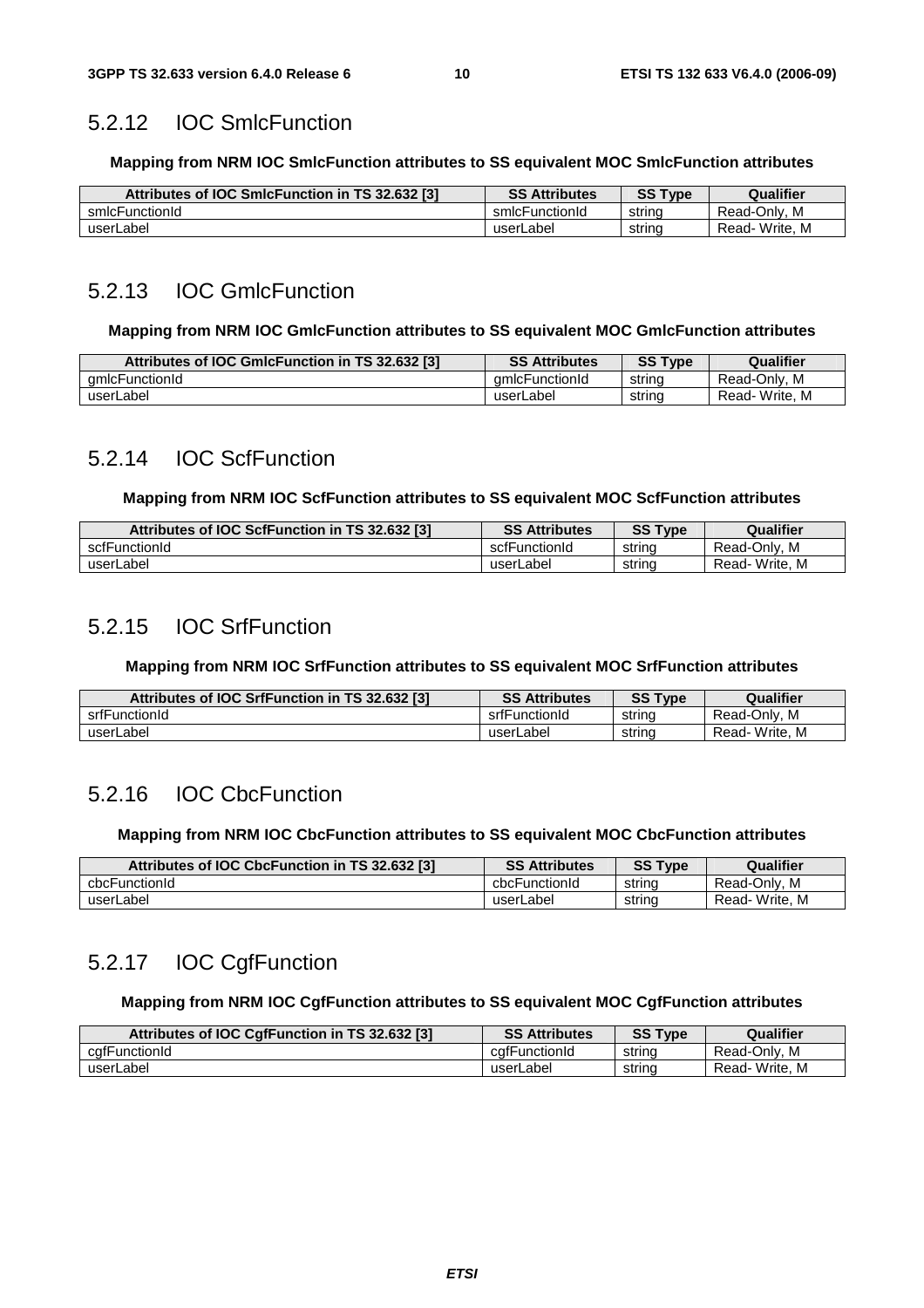### 5.2.12 IOC SmlcFunction

**Mapping from NRM IOC SmlcFunction attributes to SS equivalent MOC SmlcFunction attributes**

| Attributes of IOC SmlcFunction in TS 32.632 [3] | SS Attributes | SS Type | Qualifier |
|---|---|---|---|
| smlcFunctionId | smlcFunctionId | string | Read-Only, M |
| userLabel | userLabel | string | Read- Write, M |

### 5.2.13 IOC GmlcFunction

**Mapping from NRM IOC GmlcFunction attributes to SS equivalent MOC GmlcFunction attributes**

| Attributes of IOC GmlcFunction in TS 32.632 [3] | SS Attributes | SS Type | Qualifier |
|---|---|---|---|
| gmlcFunctionId | gmlcFunctionId | string | Read-Only, M |
| userLabel | userLabel | string | Read- Write, M |

### 5.2.14 IOC ScfFunction

**Mapping from NRM IOC ScfFunction attributes to SS equivalent MOC ScfFunction attributes**

| Attributes of IOC ScfFunction in TS 32.632 [3] | SS Attributes | SS Type | Qualifier |
|---|---|---|---|
| scfFunctionId | scfFunctionId | string | Read-Only, M |
| userLabel | userLabel | string | Read- Write, M |

### 5.2.15 IOC SrfFunction

**Mapping from NRM IOC SrfFunction attributes to SS equivalent MOC SrfFunction attributes**

| Attributes of IOC SrfFunction in TS 32.632 [3] | SS Attributes | SS Type | Qualifier |
|---|---|---|---|
| srfFunctionId | srfFunctionId | string | Read-Only, M |
| userLabel | userLabel | string | Read- Write, M |

### 5.2.16 IOC CbcFunction

**Mapping from NRM IOC CbcFunction attributes to SS equivalent MOC CbcFunction attributes**

| Attributes of IOC CbcFunction in TS 32.632 [3] | SS Attributes | SS Type | Qualifier |
|---|---|---|---|
| cbcFunctionId | cbcFunctionId | string | Read-Only, M |
| userLabel | userLabel | string | Read- Write, M |

### 5.2.17 IOC CgfFunction

**Mapping from NRM IOC CgfFunction attributes to SS equivalent MOC CgfFunction attributes**

| Attributes of IOC CgfFunction in TS 32.632 [3] | SS Attributes | SS Type | Qualifier |
|---|---|---|---|
| cgfFunctionId | cgfFunctionId | string | Read-Only, M |
| userLabel | userLabel | string | Read- Write, M |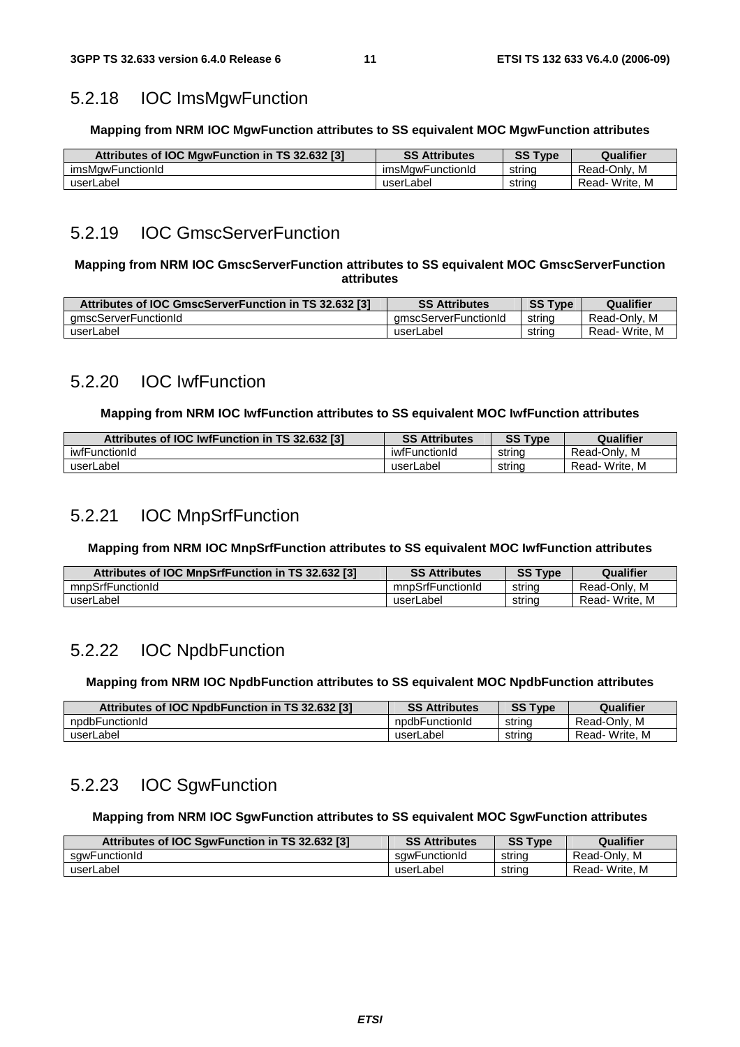## 5.2.18 IOC ImsMgwFunction

**Mapping from NRM IOC MgwFunction attributes to SS equivalent MOC MgwFunction attributes**

| Attributes of IOC MgwFunction in TS 32.632 [3] | SS Attributes | SS Type | Qualifier |
|---|---|---|---|
| imsMgwFunctionId | imsMgwFunctionId | string | Read-Only, M |
| userLabel | userLabel | string | Read- Write, M |

## 5.2.19 IOC GmscServerFunction

**Mapping from NRM IOC GmscServerFunction attributes to SS equivalent MOC GmscServerFunction attributes**

| Attributes of IOC GmscServerFunction in TS 32.632 [3] | SS Attributes | SS Type | Qualifier |
|---|---|---|---|
| gmscServerFunctionId | gmscServerFunctionId | string | Read-Only, M |
| userLabel | userLabel | string | Read- Write, M |

## 5.2.20 IOC IwfFunction

**Mapping from NRM IOC IwfFunction attributes to SS equivalent MOC IwfFunction attributes**

| Attributes of IOC IwfFunction in TS 32.632 [3] | SS Attributes | SS Type | Qualifier |
|---|---|---|---|
| iwfFunctionId | iwfFunctionId | string | Read-Only, M |
| userLabel | userLabel | string | Read- Write, M |

## 5.2.21 IOC MnpSrfFunction

**Mapping from NRM IOC MnpSrfFunction attributes to SS equivalent MOC IwfFunction attributes**

| Attributes of IOC MnpSrfFunction in TS 32.632 [3] | SS Attributes | SS Type | Qualifier |
|---|---|---|---|
| mnpSrfFunctionId | mnpSrfFunctionId | string | Read-Only, M |
| userLabel | userLabel | string | Read- Write, M |

## 5.2.22 IOC NpdbFunction

**Mapping from NRM IOC NpdbFunction attributes to SS equivalent MOC NpdbFunction attributes**

| Attributes of IOC NpdbFunction in TS 32.632 [3] | SS Attributes | SS Type | Qualifier |
|---|---|---|---|
| npdbFunctionId | npdbFunctionId | string | Read-Only, M |
| userLabel | userLabel | string | Read- Write, M |

## 5.2.23 IOC SgwFunction

**Mapping from NRM IOC SgwFunction attributes to SS equivalent MOC SgwFunction attributes**

| Attributes of IOC SgwFunction in TS 32.632 [3] | SS Attributes | SS Type | Qualifier |
|---|---|---|---|
| sgwFunctionId | sgwFunctionId | string | Read-Only, M |
| userLabel | userLabel | string | Read- Write, M |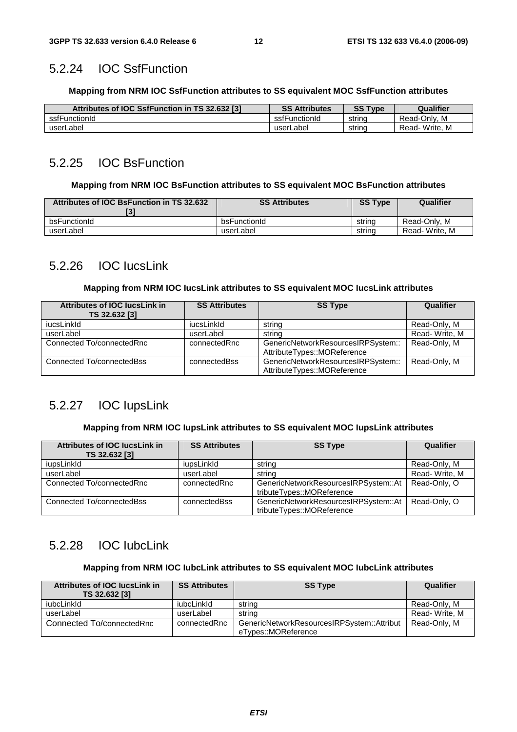### 5.2.24 IOC SsfFunction

**Mapping from NRM IOC SsfFunction attributes to SS equivalent MOC SsfFunction attributes**

| Attributes of IOC SsfFunction in TS 32.632 [3] | SS Attributes | SS Type | Qualifier |
|---|---|---|---|
| ssfFunctionId | ssfFunctionId | string | Read-Only, M |
| userLabel | userLabel | string | Read- Write, M |

### 5.2.25 IOC BsFunction

**Mapping from NRM IOC BsFunction attributes to SS equivalent MOC BsFunction attributes**

| Attributes of IOC BsFunction in TS 32.632 [3] | SS Attributes | SS Type | Qualifier |
|---|---|---|---|
| bsFunctionId | bsFunctionId | string | Read-Only, M |
| userLabel | userLabel | string | Read- Write, M |

### 5.2.26 IOC IucsLink

**Mapping from NRM IOC IucsLink attributes to SS equivalent MOC IucsLink attributes**

| Attributes of IOC IucsLink in TS 32.632 [3] | SS Attributes | SS Type | Qualifier |
|---|---|---|---|
| iucsLinkId | iucsLinkId | string | Read-Only, M |
| userLabel | userLabel | string | Read- Write, M |
| Connected To/connectedRnc | connectedRnc | GenericNetworkResourcesIRPSystem::AttributeTypes::MOReference | Read-Only, M |
| Connected To/connectedBss | connectedBss | GenericNetworkResourcesIRPSystem::AttributeTypes::MOReference | Read-Only, M |

### 5.2.27 IOC IupsLink

**Mapping from NRM IOC IupsLink attributes to SS equivalent MOC IupsLink attributes**

| Attributes of IOC IucsLink in TS 32.632 [3] | SS Attributes | SS Type | Qualifier |
|---|---|---|---|
| iupsLinkId | iupsLinkId | string | Read-Only, M |
| userLabel | userLabel | string | Read- Write, M |
| Connected To/connectedRnc | connectedRnc | GenericNetworkResourcesIRPSystem::AttributeTypes::MOReference | Read-Only, O |
| Connected To/connectedBss | connectedBss | GenericNetworkResourcesIRPSystem::AttributeTypes::MOReference | Read-Only, O |

### 5.2.28 IOC IubcLink

**Mapping from NRM IOC IubcLink attributes to SS equivalent MOC IubcLink attributes**

| Attributes of IOC IucsLink in TS 32.632 [3] | SS Attributes | SS Type | Qualifier |
|---|---|---|---|
| iubcLinkId | iubcLinkId | string | Read-Only, M |
| userLabel | userLabel | string | Read- Write, M |
| Connected To/connectedRnc | connectedRnc | GenericNetworkResourcesIRPSystem::AttributeTypes::MOReference | Read-Only, M |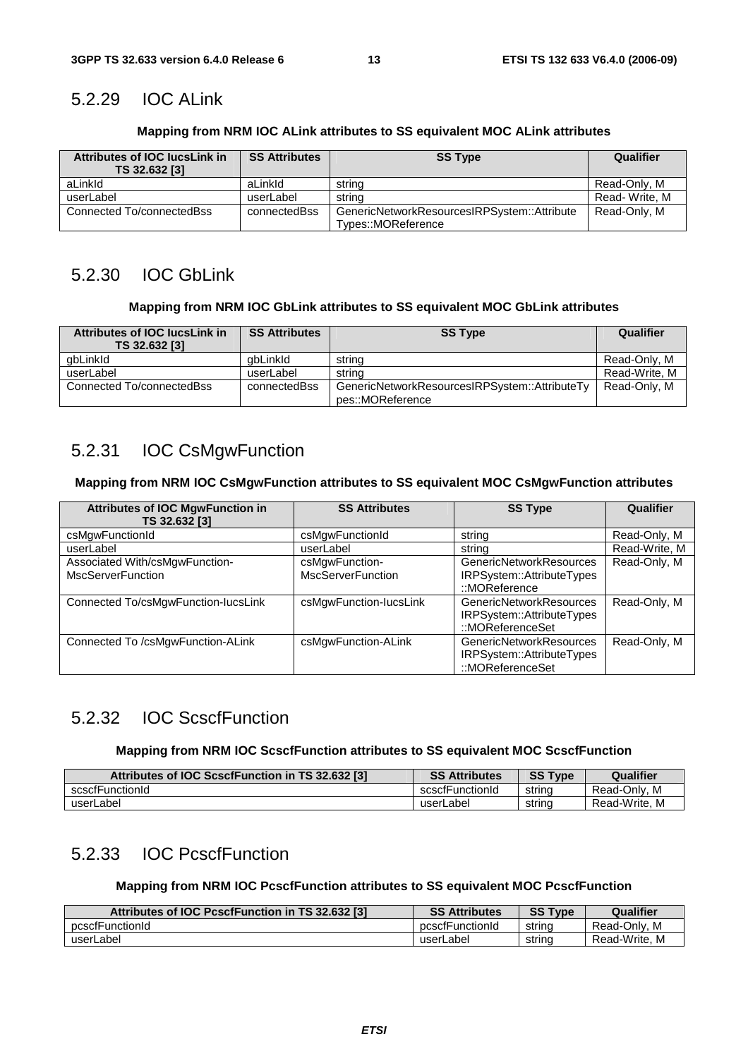## 5.2.29 IOC ALink

**Mapping from NRM IOC ALink attributes to SS equivalent MOC ALink attributes**

| Attributes of IOC IucsLink in TS 32.632 [3] | SS Attributes | SS Type | Qualifier |
|---|---|---|---|
| aLinkId | aLinkId | string | Read-Only, M |
| userLabel | userLabel | string | Read- Write, M |
| Connected To/connectedBss | connectedBss | GenericNetworkResourcesIRPSystem::AttributeTypes::MOReference | Read-Only, M |

## 5.2.30 IOC GbLink

**Mapping from NRM IOC GbLink attributes to SS equivalent MOC GbLink attributes**

| Attributes of IOC IucsLink in TS 32.632 [3] | SS Attributes | SS Type | Qualifier |
|---|---|---|---|
| gbLinkId | gbLinkId | string | Read-Only, M |
| userLabel | userLabel | string | Read-Write, M |
| Connected To/connectedBss | connectedBss | GenericNetworkResourcesIRPSystem::AttributeTypes::MOReference | Read-Only, M |

## 5.2.31 IOC CsMgwFunction

**Mapping from NRM IOC CsMgwFunction attributes to SS equivalent MOC CsMgwFunction attributes**

| Attributes of IOC MgwFunction in TS 32.632 [3] | SS Attributes | SS Type | Qualifier |
|---|---|---|---|
| csMgwFunctionId | csMgwFunctionId | string | Read-Only, M |
| userLabel | userLabel | string | Read-Write, M |
| Associated With/csMgwFunction-MscServerFunction | csMgwFunction-MscServerFunction | GenericNetworkResourcesIRPSystem::AttributeTypes::MOReference | Read-Only, M |
| Connected To/csMgwFunction-IucsLink | csMgwFunction-IucsLink | GenericNetworkResourcesIRPSystem::AttributeTypes::MOReferenceSet | Read-Only, M |
| Connected To /csMgwFunction-ALink | csMgwFunction-ALink | GenericNetworkResourcesIRPSystem::AttributeTypes::MOReferenceSet | Read-Only, M |

## 5.2.32 IOC ScscfFunction

**Mapping from NRM IOC ScscfFunction attributes to SS equivalent MOC ScscfFunction**

| Attributes of IOC ScscfFunction in TS 32.632 [3] | SS Attributes | SS Type | Qualifier |
|---|---|---|---|
| scscfFunctionId | scscfFunctionId | string | Read-Only, M |
| userLabel | userLabel | string | Read-Write, M |

## 5.2.33 IOC PcscfFunction

**Mapping from NRM IOC PcscfFunction attributes to SS equivalent MOC PcscfFunction**

| Attributes of IOC PcscfFunction in TS 32.632 [3] | SS Attributes | SS Type | Qualifier |
|---|---|---|---|
| pcscfFunctionId | pcscfFunctionId | string | Read-Only, M |
| userLabel | userLabel | string | Read-Write, M |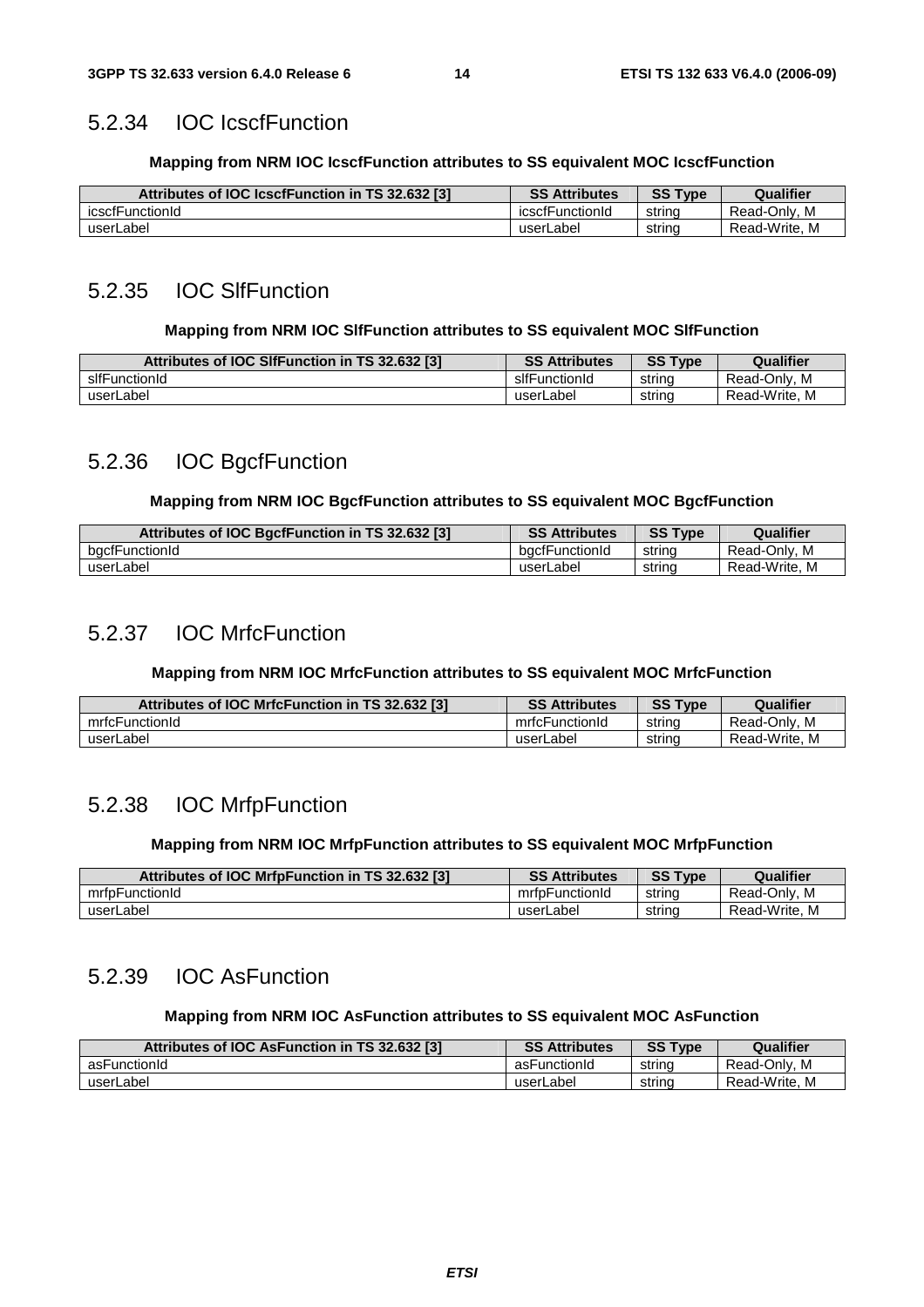### 5.2.34 IOC IcscfFunction

**Mapping from NRM IOC IcscfFunction attributes to SS equivalent MOC IcscfFunction**

| Attributes of IOC IcscfFunction in TS 32.632 [3] | SS Attributes | SS Type | Qualifier |
|---|---|---|---|
| icscfFunctionId | icscfFunctionId | string | Read-Only, M |
| userLabel | userLabel | string | Read-Write, M |

### 5.2.35 IOC SlfFunction

**Mapping from NRM IOC SlfFunction attributes to SS equivalent MOC SlfFunction**

| Attributes of IOC SlfFunction in TS 32.632 [3] | SS Attributes | SS Type | Qualifier |
|---|---|---|---|
| slfFunctionId | slfFunctionId | string | Read-Only, M |
| userLabel | userLabel | string | Read-Write, M |

### 5.2.36 IOC BgcfFunction

**Mapping from NRM IOC BgcfFunction attributes to SS equivalent MOC BgcfFunction**

| Attributes of IOC BgcfFunction in TS 32.632 [3] | SS Attributes | SS Type | Qualifier |
|---|---|---|---|
| bgcfFunctionId | bgcfFunctionId | string | Read-Only, M |
| userLabel | userLabel | string | Read-Write, M |

### 5.2.37 IOC MrfcFunction

**Mapping from NRM IOC MrfcFunction attributes to SS equivalent MOC MrfcFunction**

| Attributes of IOC MrfcFunction in TS 32.632 [3] | SS Attributes | SS Type | Qualifier |
|---|---|---|---|
| mrfcFunctionId | mrfcFunctionId | string | Read-Only, M |
| userLabel | userLabel | string | Read-Write, M |

### 5.2.38 IOC MrfpFunction

**Mapping from NRM IOC MrfpFunction attributes to SS equivalent MOC MrfpFunction**

| Attributes of IOC MrfpFunction in TS 32.632 [3] | SS Attributes | SS Type | Qualifier |
|---|---|---|---|
| mrfpFunctionId | mrfpFunctionId | string | Read-Only, M |
| userLabel | userLabel | string | Read-Write, M |

### 5.2.39 IOC AsFunction

**Mapping from NRM IOC AsFunction attributes to SS equivalent MOC AsFunction**

| Attributes of IOC AsFunction in TS 32.632 [3] | SS Attributes | SS Type | Qualifier |
|---|---|---|---|
| asFunctionId | asFunctionId | string | Read-Only, M |
| userLabel | userLabel | string | Read-Write, M |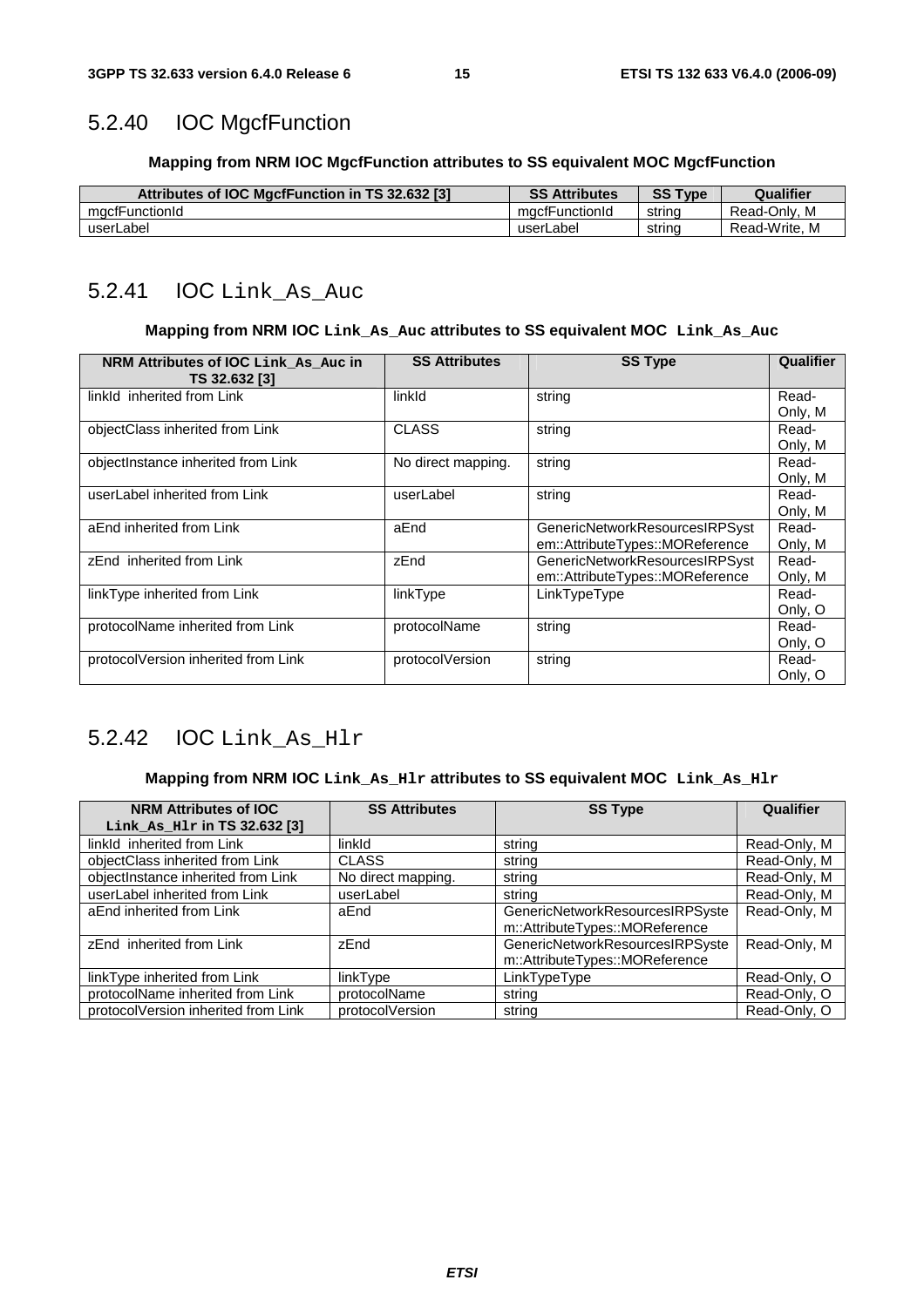### 5.2.40 IOC MgcfFunction

**Mapping from NRM IOC MgcfFunction attributes to SS equivalent MOC MgcfFunction**

| Attributes of IOC MgcfFunction in TS 32.632 [3] | SS Attributes | SS Type | Qualifier |
|---|---|---|---|
| mgcfFunctionId | mgcfFunctionId | string | Read-Only, M |
| userLabel | userLabel | string | Read-Write, M |

### 5.2.41 IOC Link_As_Auc

**Mapping from NRM IOC Link_As_Auc attributes to SS equivalent MOC Link_As_Auc**

| NRM Attributes of IOC Link_As_Auc in TS 32.632 [3] | SS Attributes | SS Type | Qualifier |
|---|---|---|---|
| linkId inherited from Link | linkId | string | Read-Only, M |
| objectClass inherited from Link | CLASS | string | Read-Only, M |
| objectInstance inherited from Link | No direct mapping. | string | Read-Only, M |
| userLabel inherited from Link | userLabel | string | Read-Only, M |
| aEnd inherited from Link | aEnd | GenericNetworkResourcesIRPSystem::AttributeTypes::MOReference | Read-Only, M |
| zEnd inherited from Link | zEnd | GenericNetworkResourcesIRPSystem::AttributeTypes::MOReference | Read-Only, M |
| linkType inherited from Link | linkType | LinkTypeType | Read-Only, O |
| protocolName inherited from Link | protocolName | string | Read-Only, O |
| protocolVersion inherited from Link | protocolVersion | string | Read-Only, O |

### 5.2.42 IOC Link_As_Hlr

**Mapping from NRM IOC Link_As_Hlr attributes to SS equivalent MOC Link_As_Hlr**

| NRM Attributes of IOC Link_As_Hlr in TS 32.632 [3] | SS Attributes | SS Type | Qualifier |
|---|---|---|---|
| linkId inherited from Link | linkId | string | Read-Only, M |
| objectClass inherited from Link | CLASS | string | Read-Only, M |
| objectInstance inherited from Link | No direct mapping. | string | Read-Only, M |
| userLabel inherited from Link | userLabel | string | Read-Only, M |
| aEnd inherited from Link | aEnd | GenericNetworkResourcesIRPSystem::AttributeTypes::MOReference | Read-Only, M |
| zEnd inherited from Link | zEnd | GenericNetworkResourcesIRPSystem::AttributeTypes::MOReference | Read-Only, M |
| linkType inherited from Link | linkType | LinkTypeType | Read-Only, O |
| protocolName inherited from Link | protocolName | string | Read-Only, O |
| protocolVersion inherited from Link | protocolVersion | string | Read-Only, O |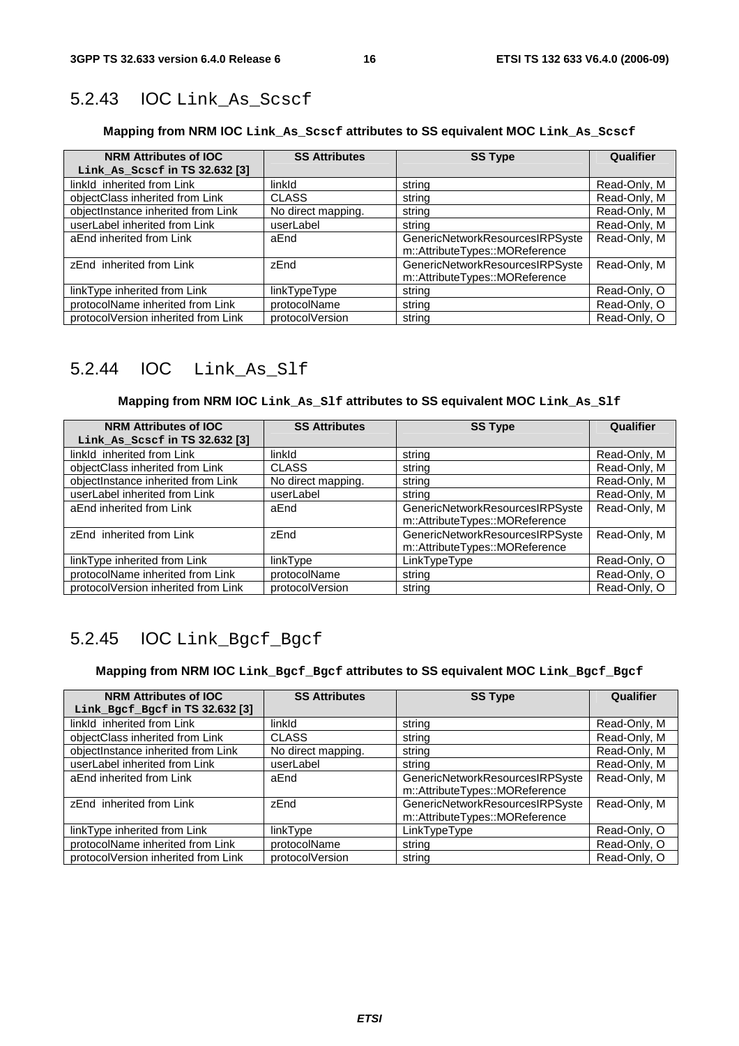## 5.2.43 IOC Link_As_Scscf

**Mapping from NRM IOC Link_As_Scscf attributes to SS equivalent MOC Link_As_Scscf**

| NRM Attributes of IOC Link_As_Scscf in TS 32.632 [3] | SS Attributes | SS Type | Qualifier |
| --- | --- | --- | --- |
| linkId inherited from Link | linkId | string | Read-Only, M |
| objectClass inherited from Link | CLASS | string | Read-Only, M |
| objectInstance inherited from Link | No direct mapping. | string | Read-Only, M |
| userLabel inherited from Link | userLabel | string | Read-Only, M |
| aEnd inherited from Link | aEnd | GenericNetworkResourcesIRPSystem::AttributeTypes::MOReference | Read-Only, M |
| zEnd inherited from Link | zEnd | GenericNetworkResourcesIRPSystem::AttributeTypes::MOReference | Read-Only, M |
| linkType inherited from Link | linkTypeType | string | Read-Only, O |
| protocolName inherited from Link | protocolName | string | Read-Only, O |
| protocolVersion inherited from Link | protocolVersion | string | Read-Only, O |

## 5.2.44 IOC Link_As_Slf

**Mapping from NRM IOC Link_As_Slf attributes to SS equivalent MOC Link_As_Slf**

| NRM Attributes of IOC Link_As_Scscf in TS 32.632 [3] | SS Attributes | SS Type | Qualifier |
| --- | --- | --- | --- |
| linkId inherited from Link | linkId | string | Read-Only, M |
| objectClass inherited from Link | CLASS | string | Read-Only, M |
| objectInstance inherited from Link | No direct mapping. | string | Read-Only, M |
| userLabel inherited from Link | userLabel | string | Read-Only, M |
| aEnd inherited from Link | aEnd | GenericNetworkResourcesIRPSystem::AttributeTypes::MOReference | Read-Only, M |
| zEnd inherited from Link | zEnd | GenericNetworkResourcesIRPSystem::AttributeTypes::MOReference | Read-Only, M |
| linkType inherited from Link | linkType | LinkTypeType | Read-Only, O |
| protocolName inherited from Link | protocolName | string | Read-Only, O |
| protocolVersion inherited from Link | protocolVersion | string | Read-Only, O |

## 5.2.45 IOC Link_Bgcf_Bgcf

**Mapping from NRM IOC Link_Bgcf_Bgcf attributes to SS equivalent MOC Link_Bgcf_Bgcf**

| NRM Attributes of IOC Link_Bgcf_Bgcf in TS 32.632 [3] | SS Attributes | SS Type | Qualifier |
| --- | --- | --- | --- |
| linkId inherited from Link | linkId | string | Read-Only, M |
| objectClass inherited from Link | CLASS | string | Read-Only, M |
| objectInstance inherited from Link | No direct mapping. | string | Read-Only, M |
| userLabel inherited from Link | userLabel | string | Read-Only, M |
| aEnd inherited from Link | aEnd | GenericNetworkResourcesIRPSystem::AttributeTypes::MOReference | Read-Only, M |
| zEnd inherited from Link | zEnd | GenericNetworkResourcesIRPSystem::AttributeTypes::MOReference | Read-Only, M |
| linkType inherited from Link | linkType | LinkTypeType | Read-Only, O |
| protocolName inherited from Link | protocolName | string | Read-Only, O |
| protocolVersion inherited from Link | protocolVersion | string | Read-Only, O |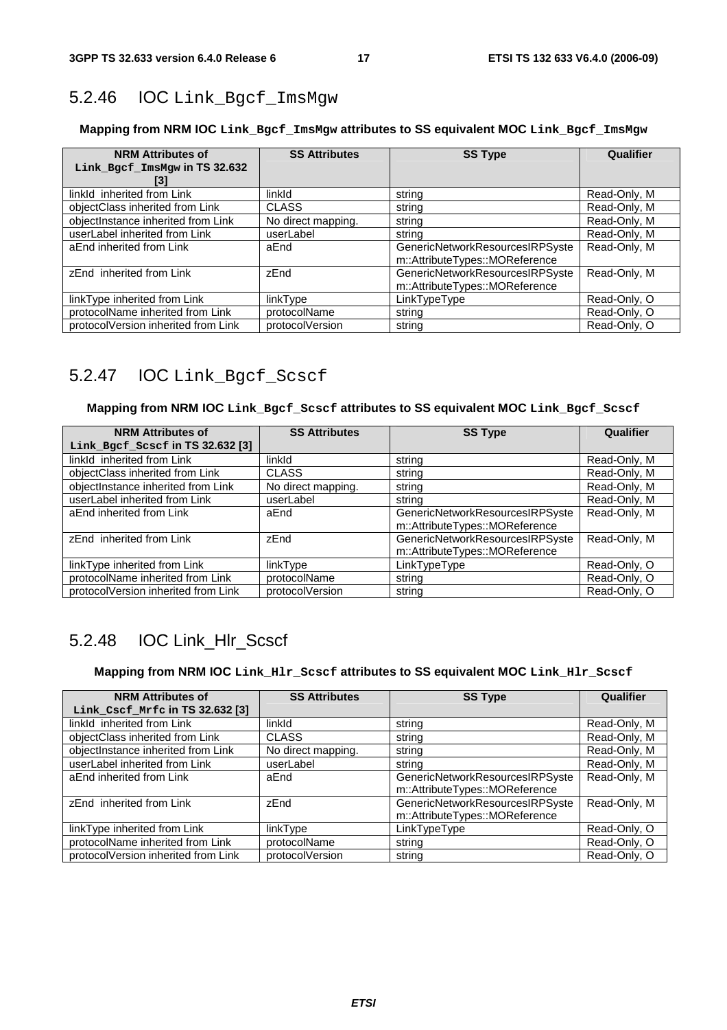## 5.2.46 IOC `Link_Bgcf_ImsMgw`

**Mapping from NRM IOC `Link_Bgcf_ImsMgw` attributes to SS equivalent MOC `Link_Bgcf_ImsMgw`**

| NRM Attributes of `Link_Bgcf_ImsMgw` in TS 32.632 [3] | SS Attributes | SS Type | Qualifier |
|---|---|---|---|
| linkId inherited from Link | linkId | string | Read-Only, M |
| objectClass inherited from Link | CLASS | string | Read-Only, M |
| objectInstance inherited from Link | No direct mapping. | string | Read-Only, M |
| userLabel inherited from Link | userLabel | string | Read-Only, M |
| aEnd inherited from Link | aEnd | GenericNetworkResourcesIRPSystem::AttributeTypes::MOReference | Read-Only, M |
| zEnd inherited from Link | zEnd | GenericNetworkResourcesIRPSystem::AttributeTypes::MOReference | Read-Only, M |
| linkType inherited from Link | linkType | LinkTypeType | Read-Only, O |
| protocolName inherited from Link | protocolName | string | Read-Only, O |
| protocolVersion inherited from Link | protocolVersion | string | Read-Only, O |

## 5.2.47 IOC `Link_Bgcf_Scscf`

**Mapping from NRM IOC `Link_Bgcf_Scscf` attributes to SS equivalent MOC `Link_Bgcf_Scscf`**

| NRM Attributes of `Link_Bgcf_Scscf` in TS 32.632 [3] | SS Attributes | SS Type | Qualifier |
|---|---|---|---|
| linkId inherited from Link | linkId | string | Read-Only, M |
| objectClass inherited from Link | CLASS | string | Read-Only, M |
| objectInstance inherited from Link | No direct mapping. | string | Read-Only, M |
| userLabel inherited from Link | userLabel | string | Read-Only, M |
| aEnd inherited from Link | aEnd | GenericNetworkResourcesIRPSystem::AttributeTypes::MOReference | Read-Only, M |
| zEnd inherited from Link | zEnd | GenericNetworkResourcesIRPSystem::AttributeTypes::MOReference | Read-Only, M |
| linkType inherited from Link | linkType | LinkTypeType | Read-Only, O |
| protocolName inherited from Link | protocolName | string | Read-Only, O |
| protocolVersion inherited from Link | protocolVersion | string | Read-Only, O |

## 5.2.48 IOC Link_Hlr_Scscf

**Mapping from NRM IOC `Link_Hlr_Scscf` attributes to SS equivalent MOC `Link_Hlr_Scscf`**

| NRM Attributes of `Link_Cscf_Mrfc` in TS 32.632 [3] | SS Attributes | SS Type | Qualifier |
|---|---|---|---|
| linkId inherited from Link | linkId | string | Read-Only, M |
| objectClass inherited from Link | CLASS | string | Read-Only, M |
| objectInstance inherited from Link | No direct mapping. | string | Read-Only, M |
| userLabel inherited from Link | userLabel | string | Read-Only, M |
| aEnd inherited from Link | aEnd | GenericNetworkResourcesIRPSystem::AttributeTypes::MOReference | Read-Only, M |
| zEnd inherited from Link | zEnd | GenericNetworkResourcesIRPSystem::AttributeTypes::MOReference | Read-Only, M |
| linkType inherited from Link | linkType | LinkTypeType | Read-Only, O |
| protocolName inherited from Link | protocolName | string | Read-Only, O |
| protocolVersion inherited from Link | protocolVersion | string | Read-Only, O |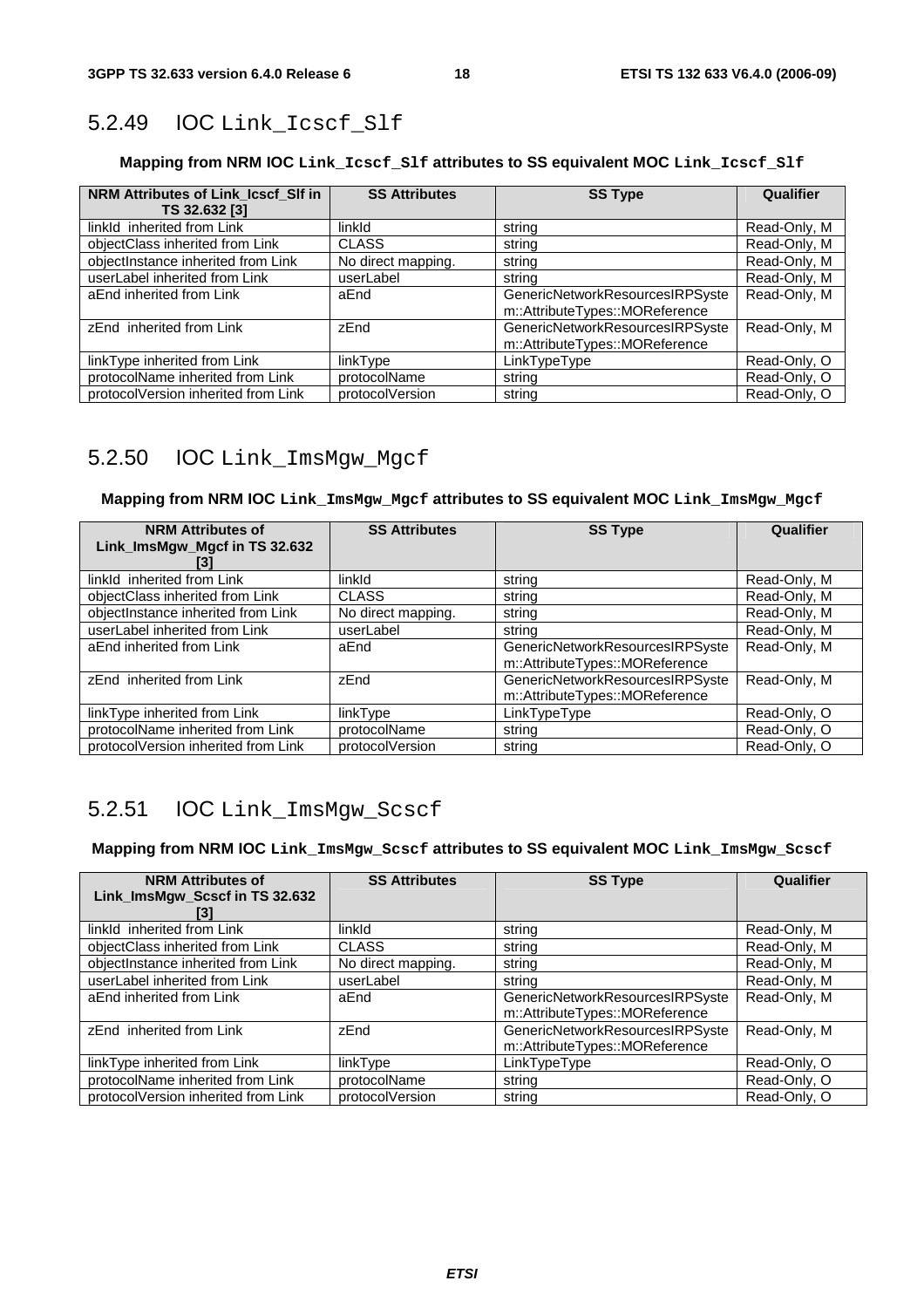## 5.2.49 IOC Link_Icscf_Slf

**Mapping from NRM IOC Link_Icscf_Slf attributes to SS equivalent MOC Link_Icscf_Slf**

| NRM Attributes of Link_Icscf_Slf in TS 32.632 [3] | SS Attributes | SS Type | Qualifier |
|---|---|---|---|
| linkId inherited from Link | linkId | string | Read-Only, M |
| objectClass inherited from Link | CLASS | string | Read-Only, M |
| objectInstance inherited from Link | No direct mapping. | string | Read-Only, M |
| userLabel inherited from Link | userLabel | string | Read-Only, M |
| aEnd inherited from Link | aEnd | GenericNetworkResourcesIRPSystem::AttributeTypes::MOReference | Read-Only, M |
| zEnd inherited from Link | zEnd | GenericNetworkResourcesIRPSystem::AttributeTypes::MOReference | Read-Only, M |
| linkType inherited from Link | linkType | LinkTypeType | Read-Only, O |
| protocolName inherited from Link | protocolName | string | Read-Only, O |
| protocolVersion inherited from Link | protocolVersion | string | Read-Only, O |

## 5.2.50 IOC Link_ImsMgw_Mgcf

**Mapping from NRM IOC Link_ImsMgw_Mgcf attributes to SS equivalent MOC Link_ImsMgw_Mgcf**

| NRM Attributes of Link_ImsMgw_Mgcf in TS 32.632 [3] | SS Attributes | SS Type | Qualifier |
|---|---|---|---|
| linkId inherited from Link | linkId | string | Read-Only, M |
| objectClass inherited from Link | CLASS | string | Read-Only, M |
| objectInstance inherited from Link | No direct mapping. | string | Read-Only, M |
| userLabel inherited from Link | userLabel | string | Read-Only, M |
| aEnd inherited from Link | aEnd | GenericNetworkResourcesIRPSystem::AttributeTypes::MOReference | Read-Only, M |
| zEnd inherited from Link | zEnd | GenericNetworkResourcesIRPSystem::AttributeTypes::MOReference | Read-Only, M |
| linkType inherited from Link | linkType | LinkTypeType | Read-Only, O |
| protocolName inherited from Link | protocolName | string | Read-Only, O |
| protocolVersion inherited from Link | protocolVersion | string | Read-Only, O |

## 5.2.51 IOC Link_ImsMgw_Scscf

**Mapping from NRM IOC Link_ImsMgw_Scscf attributes to SS equivalent MOC Link_ImsMgw_Scscf**

| NRM Attributes of Link_ImsMgw_Scscf in TS 32.632 [3] | SS Attributes | SS Type | Qualifier |
|---|---|---|---|
| linkId inherited from Link | linkId | string | Read-Only, M |
| objectClass inherited from Link | CLASS | string | Read-Only, M |
| objectInstance inherited from Link | No direct mapping. | string | Read-Only, M |
| userLabel inherited from Link | userLabel | string | Read-Only, M |
| aEnd inherited from Link | aEnd | GenericNetworkResourcesIRPSystem::AttributeTypes::MOReference | Read-Only, M |
| zEnd inherited from Link | zEnd | GenericNetworkResourcesIRPSystem::AttributeTypes::MOReference | Read-Only, M |
| linkType inherited from Link | linkType | LinkTypeType | Read-Only, O |
| protocolName inherited from Link | protocolName | string | Read-Only, O |
| protocolVersion inherited from Link | protocolVersion | string | Read-Only, O |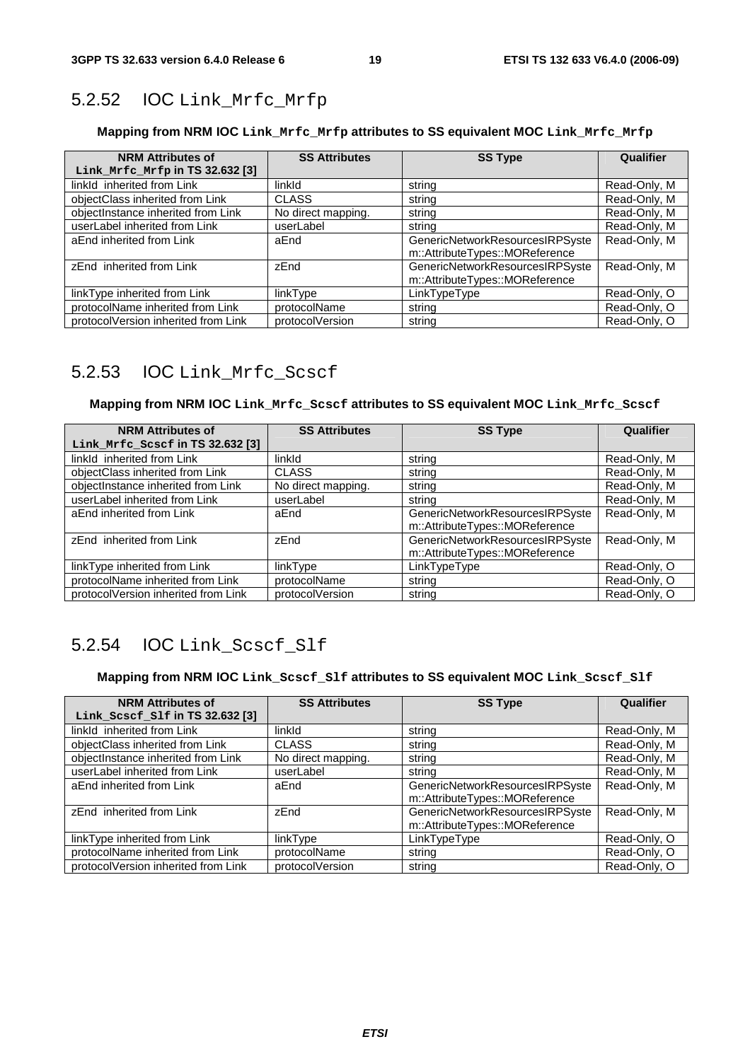## 5.2.52 IOC Link_Mrfc_Mrfp

**Mapping from NRM IOC `Link_Mrfc_Mrfp` attributes to SS equivalent MOC `Link_Mrfc_Mrfp`**

| NRM Attributes of `Link_Mrfc_Mrfp` in TS 32.632 [3] | SS Attributes | SS Type | Qualifier |
|---|---|---|---|
| linkId inherited from Link | linkId | string | Read-Only, M |
| objectClass inherited from Link | CLASS | string | Read-Only, M |
| objectInstance inherited from Link | No direct mapping. | string | Read-Only, M |
| userLabel inherited from Link | userLabel | string | Read-Only, M |
| aEnd inherited from Link | aEnd | GenericNetworkResourcesIRPSystem::AttributeTypes::MOReference | Read-Only, M |
| zEnd inherited from Link | zEnd | GenericNetworkResourcesIRPSystem::AttributeTypes::MOReference | Read-Only, M |
| linkType inherited from Link | linkType | LinkTypeType | Read-Only, O |
| protocolName inherited from Link | protocolName | string | Read-Only, O |
| protocolVersion inherited from Link | protocolVersion | string | Read-Only, O |

## 5.2.53 IOC Link_Mrfc_Scscf

**Mapping from NRM IOC `Link_Mrfc_Scscf` attributes to SS equivalent MOC `Link_Mrfc_Scscf`**

| NRM Attributes of `Link_Mrfc_Scscf` in TS 32.632 [3] | SS Attributes | SS Type | Qualifier |
|---|---|---|---|
| linkId inherited from Link | linkId | string | Read-Only, M |
| objectClass inherited from Link | CLASS | string | Read-Only, M |
| objectInstance inherited from Link | No direct mapping. | string | Read-Only, M |
| userLabel inherited from Link | userLabel | string | Read-Only, M |
| aEnd inherited from Link | aEnd | GenericNetworkResourcesIRPSystem::AttributeTypes::MOReference | Read-Only, M |
| zEnd inherited from Link | zEnd | GenericNetworkResourcesIRPSystem::AttributeTypes::MOReference | Read-Only, M |
| linkType inherited from Link | linkType | LinkTypeType | Read-Only, O |
| protocolName inherited from Link | protocolName | string | Read-Only, O |
| protocolVersion inherited from Link | protocolVersion | string | Read-Only, O |

## 5.2.54 IOC Link_Scscf_Slf

**Mapping from NRM IOC `Link_Scscf_Slf` attributes to SS equivalent MOC `Link_Scscf_Slf`**

| NRM Attributes of `Link_Scscf_Slf` in TS 32.632 [3] | SS Attributes | SS Type | Qualifier |
|---|---|---|---|
| linkId inherited from Link | linkId | string | Read-Only, M |
| objectClass inherited from Link | CLASS | string | Read-Only, M |
| objectInstance inherited from Link | No direct mapping. | string | Read-Only, M |
| userLabel inherited from Link | userLabel | string | Read-Only, M |
| aEnd inherited from Link | aEnd | GenericNetworkResourcesIRPSystem::AttributeTypes::MOReference | Read-Only, M |
| zEnd inherited from Link | zEnd | GenericNetworkResourcesIRPSystem::AttributeTypes::MOReference | Read-Only, M |
| linkType inherited from Link | linkType | LinkTypeType | Read-Only, O |
| protocolName inherited from Link | protocolName | string | Read-Only, O |
| protocolVersion inherited from Link | protocolVersion | string | Read-Only, O |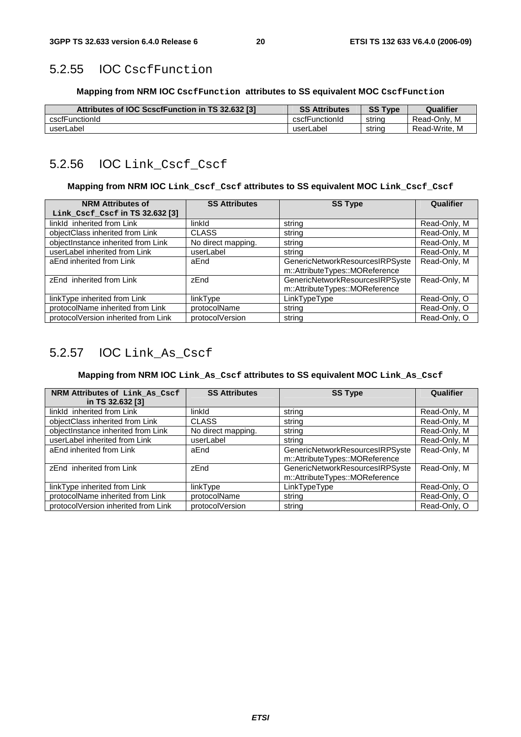### 5.2.55 IOC CscfFunction

**Mapping from NRM IOC CscfFunction attributes to SS equivalent MOC CscfFunction**

| Attributes of IOC ScscfFunction in TS 32.632 [3] | SS Attributes | SS Type | Qualifier |
|---|---|---|---|
| cscfFunctionId | cscfFunctionId | string | Read-Only, M |
| userLabel | userLabel | string | Read-Write, M |

### 5.2.56 IOC Link_Cscf_Cscf

**Mapping from NRM IOC Link_Cscf_Cscf attributes to SS equivalent MOC Link_Cscf_Cscf**

| NRM Attributes of Link_Cscf_Cscf in TS 32.632 [3] | SS Attributes | SS Type | Qualifier |
|---|---|---|---|
| linkId inherited from Link | linkId | string | Read-Only, M |
| objectClass inherited from Link | CLASS | string | Read-Only, M |
| objectInstance inherited from Link | No direct mapping. | string | Read-Only, M |
| userLabel inherited from Link | userLabel | string | Read-Only, M |
| aEnd inherited from Link | aEnd | GenericNetworkResourcesIRPSystem::AttributeTypes::MOReference | Read-Only, M |
| zEnd inherited from Link | zEnd | GenericNetworkResourcesIRPSystem::AttributeTypes::MOReference | Read-Only, M |
| linkType inherited from Link | linkType | LinkTypeType | Read-Only, O |
| protocolName inherited from Link | protocolName | string | Read-Only, O |
| protocolVersion inherited from Link | protocolVersion | string | Read-Only, O |

### 5.2.57 IOC Link_As_Cscf

**Mapping from NRM IOC Link_As_Cscf attributes to SS equivalent MOC Link_As_Cscf**

| NRM Attributes of Link_As_Cscf in TS 32.632 [3] | SS Attributes | SS Type | Qualifier |
|---|---|---|---|
| linkId inherited from Link | linkId | string | Read-Only, M |
| objectClass inherited from Link | CLASS | string | Read-Only, M |
| objectInstance inherited from Link | No direct mapping. | string | Read-Only, M |
| userLabel inherited from Link | userLabel | string | Read-Only, M |
| aEnd inherited from Link | aEnd | GenericNetworkResourcesIRPSystem::AttributeTypes::MOReference | Read-Only, M |
| zEnd inherited from Link | zEnd | GenericNetworkResourcesIRPSystem::AttributeTypes::MOReference | Read-Only, M |
| linkType inherited from Link | linkType | LinkTypeType | Read-Only, O |
| protocolName inherited from Link | protocolName | string | Read-Only, O |
| protocolVersion inherited from Link | protocolVersion | string | Read-Only, O |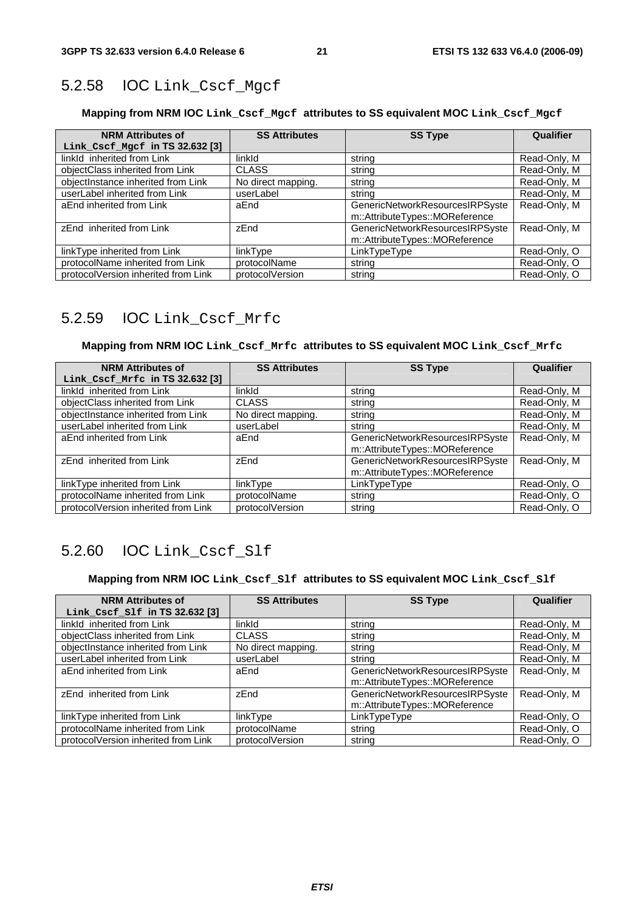### 5.2.58 IOC Link_Cscf_Mgcf

**Mapping from NRM IOC `Link_Cscf_Mgcf` attributes to SS equivalent MOC `Link_Cscf_Mgcf`**

| NRM Attributes of `Link_Cscf_Mgcf` in TS 32.632 [3] | SS Attributes | SS Type | Qualifier |
|---|---|---|---|
| linkId inherited from Link | linkId | string | Read-Only, M |
| objectClass inherited from Link | CLASS | string | Read-Only, M |
| objectInstance inherited from Link | No direct mapping. | string | Read-Only, M |
| userLabel inherited from Link | userLabel | string | Read-Only, M |
| aEnd inherited from Link | aEnd | GenericNetworkResourcesIRPSystem::AttributeTypes::MOReference | Read-Only, M |
| zEnd inherited from Link | zEnd | GenericNetworkResourcesIRPSystem::AttributeTypes::MOReference | Read-Only, M |
| linkType inherited from Link | linkType | LinkTypeType | Read-Only, O |
| protocolName inherited from Link | protocolName | string | Read-Only, O |
| protocolVersion inherited from Link | protocolVersion | string | Read-Only, O |

### 5.2.59 IOC Link_Cscf_Mrfc

**Mapping from NRM IOC `Link_Cscf_Mrfc` attributes to SS equivalent MOC `Link_Cscf_Mrfc`**

| NRM Attributes of `Link_Cscf_Mrfc` in TS 32.632 [3] | SS Attributes | SS Type | Qualifier |
|---|---|---|---|
| linkId inherited from Link | linkId | string | Read-Only, M |
| objectClass inherited from Link | CLASS | string | Read-Only, M |
| objectInstance inherited from Link | No direct mapping. | string | Read-Only, M |
| userLabel inherited from Link | userLabel | string | Read-Only, M |
| aEnd inherited from Link | aEnd | GenericNetworkResourcesIRPSystem::AttributeTypes::MOReference | Read-Only, M |
| zEnd inherited from Link | zEnd | GenericNetworkResourcesIRPSystem::AttributeTypes::MOReference | Read-Only, M |
| linkType inherited from Link | linkType | LinkTypeType | Read-Only, O |
| protocolName inherited from Link | protocolName | string | Read-Only, O |
| protocolVersion inherited from Link | protocolVersion | string | Read-Only, O |

### 5.2.60 IOC Link_Cscf_Slf

**Mapping from NRM IOC `Link_Cscf_Slf` attributes to SS equivalent MOC `Link_Cscf_Slf`**

| NRM Attributes of `Link_Cscf_Slf` in TS 32.632 [3] | SS Attributes | SS Type | Qualifier |
|---|---|---|---|
| linkId inherited from Link | linkId | string | Read-Only, M |
| objectClass inherited from Link | CLASS | string | Read-Only, M |
| objectInstance inherited from Link | No direct mapping. | string | Read-Only, M |
| userLabel inherited from Link | userLabel | string | Read-Only, M |
| aEnd inherited from Link | aEnd | GenericNetworkResourcesIRPSystem::AttributeTypes::MOReference | Read-Only, M |
| zEnd inherited from Link | zEnd | GenericNetworkResourcesIRPSystem::AttributeTypes::MOReference | Read-Only, M |
| linkType inherited from Link | linkType | LinkTypeType | Read-Only, O |
| protocolName inherited from Link | protocolName | string | Read-Only, O |
| protocolVersion inherited from Link | protocolVersion | string | Read-Only, O |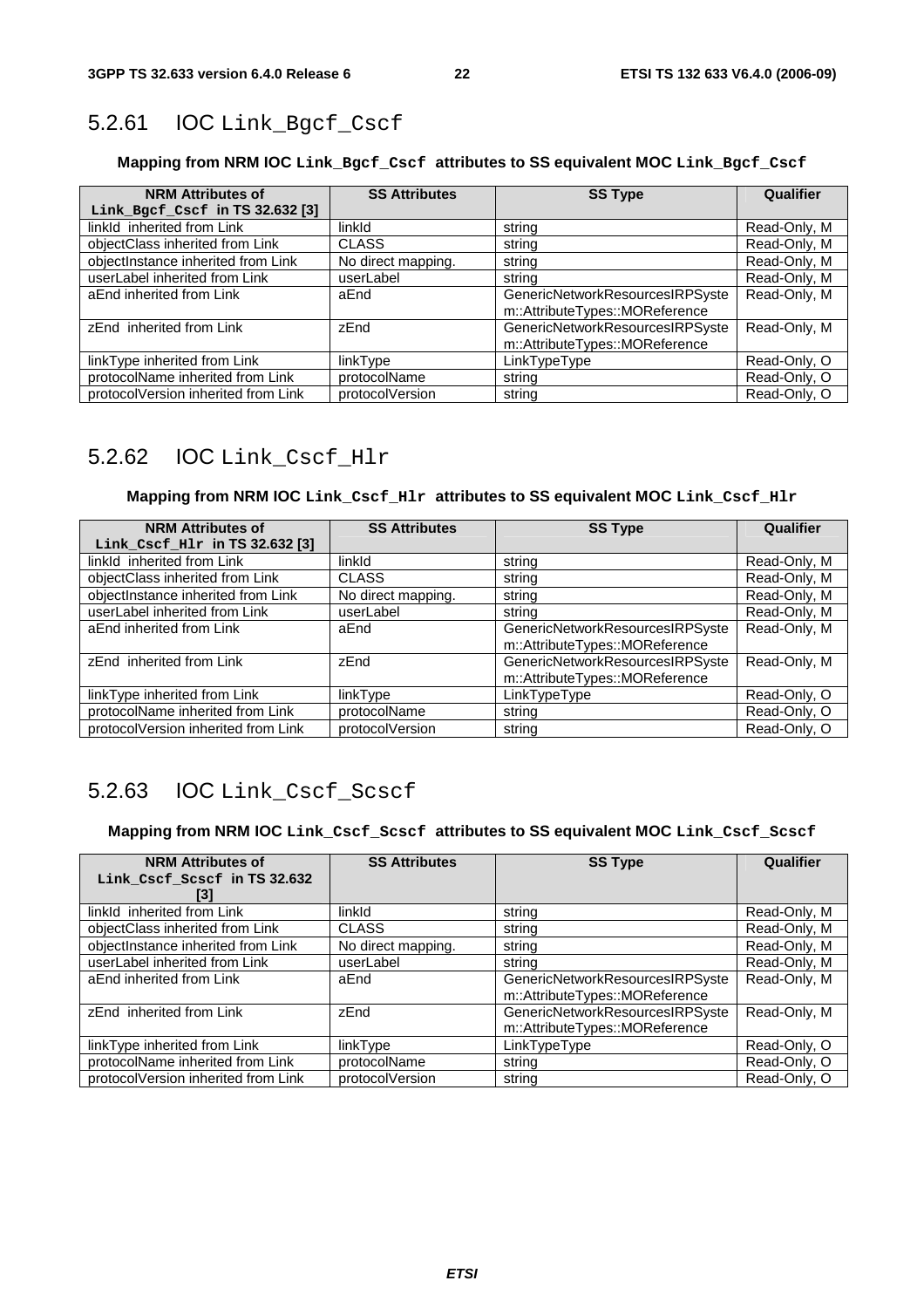## 5.2.61 IOC `Link_Bgcf_Cscf`

**Mapping from NRM IOC `Link_Bgcf_Cscf` attributes to SS equivalent MOC `Link_Bgcf_Cscf`**

| NRM Attributes of `Link_Bgcf_Cscf` in TS 32.632 [3] | SS Attributes | SS Type | Qualifier |
|---|---|---|---|
| linkId inherited from Link | linkId | string | Read-Only, M |
| objectClass inherited from Link | CLASS | string | Read-Only, M |
| objectInstance inherited from Link | No direct mapping. | string | Read-Only, M |
| userLabel inherited from Link | userLabel | string | Read-Only, M |
| aEnd inherited from Link | aEnd | GenericNetworkResourcesIRPSystem::AttributeTypes::MOReference | Read-Only, M |
| zEnd inherited from Link | zEnd | GenericNetworkResourcesIRPSystem::AttributeTypes::MOReference | Read-Only, M |
| linkType inherited from Link | linkType | LinkTypeType | Read-Only, O |
| protocolName inherited from Link | protocolName | string | Read-Only, O |
| protocolVersion inherited from Link | protocolVersion | string | Read-Only, O |

## 5.2.62 IOC `Link_Cscf_Hlr`

**Mapping from NRM IOC `Link_Cscf_Hlr` attributes to SS equivalent MOC `Link_Cscf_Hlr`**

| NRM Attributes of `Link_Cscf_Hlr` in TS 32.632 [3] | SS Attributes | SS Type | Qualifier |
|---|---|---|---|
| linkId inherited from Link | linkId | string | Read-Only, M |
| objectClass inherited from Link | CLASS | string | Read-Only, M |
| objectInstance inherited from Link | No direct mapping. | string | Read-Only, M |
| userLabel inherited from Link | userLabel | string | Read-Only, M |
| aEnd inherited from Link | aEnd | GenericNetworkResourcesIRPSystem::AttributeTypes::MOReference | Read-Only, M |
| zEnd inherited from Link | zEnd | GenericNetworkResourcesIRPSystem::AttributeTypes::MOReference | Read-Only, M |
| linkType inherited from Link | linkType | LinkTypeType | Read-Only, O |
| protocolName inherited from Link | protocolName | string | Read-Only, O |
| protocolVersion inherited from Link | protocolVersion | string | Read-Only, O |

## 5.2.63 IOC `Link_Cscf_Scscf`

**Mapping from NRM IOC `Link_Cscf_Scscf` attributes to SS equivalent MOC `Link_Cscf_Scscf`**

| NRM Attributes of `Link_Cscf_Scscf` in TS 32.632 [3] | SS Attributes | SS Type | Qualifier |
|---|---|---|---|
| linkId inherited from Link | linkId | string | Read-Only, M |
| objectClass inherited from Link | CLASS | string | Read-Only, M |
| objectInstance inherited from Link | No direct mapping. | string | Read-Only, M |
| userLabel inherited from Link | userLabel | string | Read-Only, M |
| aEnd inherited from Link | aEnd | GenericNetworkResourcesIRPSystem::AttributeTypes::MOReference | Read-Only, M |
| zEnd inherited from Link | zEnd | GenericNetworkResourcesIRPSystem::AttributeTypes::MOReference | Read-Only, M |
| linkType inherited from Link | linkType | LinkTypeType | Read-Only, O |
| protocolName inherited from Link | protocolName | string | Read-Only, O |
| protocolVersion inherited from Link | protocolVersion | string | Read-Only, O |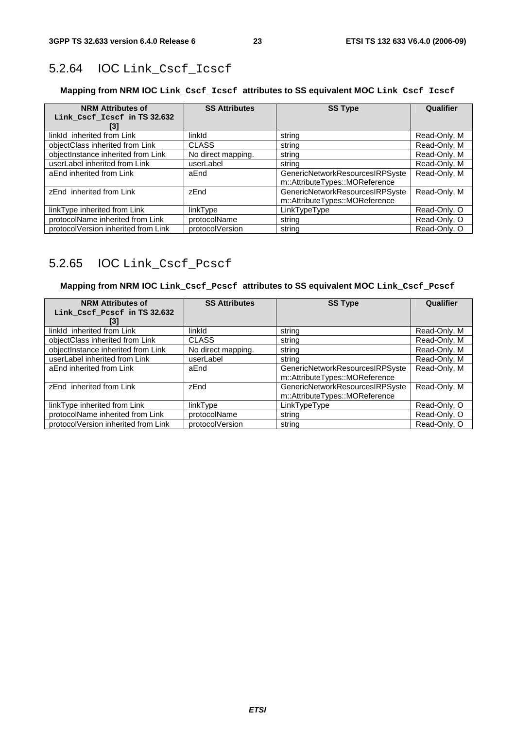### 5.2.64 IOC Link_Cscf_Icscf

**Mapping from NRM IOC Link_Cscf_Icscf attributes to SS equivalent MOC Link_Cscf_Icscf**

| NRM Attributes of Link_Cscf_Icscf in TS 32.632 [3] | SS Attributes | SS Type | Qualifier |
|---|---|---|---|
| linkId inherited from Link | linkId | string | Read-Only, M |
| objectClass inherited from Link | CLASS | string | Read-Only, M |
| objectInstance inherited from Link | No direct mapping. | string | Read-Only, M |
| userLabel inherited from Link | userLabel | string | Read-Only, M |
| aEnd inherited from Link | aEnd | GenericNetworkResourcesIRPSystem::AttributeTypes::MOReference | Read-Only, M |
| zEnd inherited from Link | zEnd | GenericNetworkResourcesIRPSystem::AttributeTypes::MOReference | Read-Only, M |
| linkType inherited from Link | linkType | LinkTypeType | Read-Only, O |
| protocolName inherited from Link | protocolName | string | Read-Only, O |
| protocolVersion inherited from Link | protocolVersion | string | Read-Only, O |

### 5.2.65 IOC Link_Cscf_Pcscf

**Mapping from NRM IOC Link_Cscf_Pcscf attributes to SS equivalent MOC Link_Cscf_Pcscf**

| NRM Attributes of Link_Cscf_Pcscf in TS 32.632 [3] | SS Attributes | SS Type | Qualifier |
|---|---|---|---|
| linkId inherited from Link | linkId | string | Read-Only, M |
| objectClass inherited from Link | CLASS | string | Read-Only, M |
| objectInstance inherited from Link | No direct mapping. | string | Read-Only, M |
| userLabel inherited from Link | userLabel | string | Read-Only, M |
| aEnd inherited from Link | aEnd | GenericNetworkResourcesIRPSystem::AttributeTypes::MOReference | Read-Only, M |
| zEnd inherited from Link | zEnd | GenericNetworkResourcesIRPSystem::AttributeTypes::MOReference | Read-Only, M |
| linkType inherited from Link | linkType | LinkTypeType | Read-Only, O |
| protocolName inherited from Link | protocolName | string | Read-Only, O |
| protocolVersion inherited from Link | protocolVersion | string | Read-Only, O |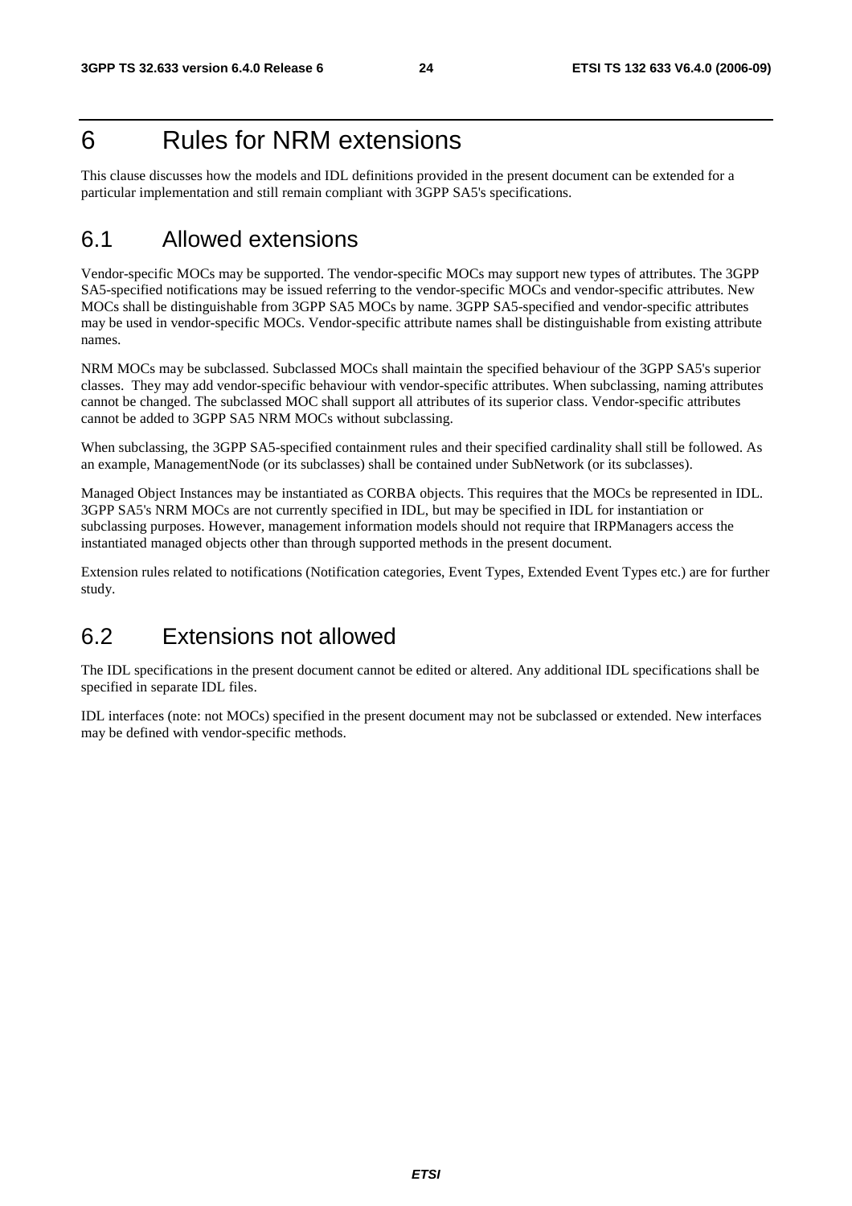# 6 Rules for NRM extensions

This clause discusses how the models and IDL definitions provided in the present document can be extended for a particular implementation and still remain compliant with 3GPP SA5's specifications.

## 6.1 Allowed extensions

Vendor-specific MOCs may be supported. The vendor-specific MOCs may support new types of attributes. The 3GPP SA5-specified notifications may be issued referring to the vendor-specific MOCs and vendor-specific attributes. New MOCs shall be distinguishable from 3GPP SA5 MOCs by name. 3GPP SA5-specified and vendor-specific attributes may be used in vendor-specific MOCs. Vendor-specific attribute names shall be distinguishable from existing attribute names.

NRM MOCs may be subclassed. Subclassed MOCs shall maintain the specified behaviour of the 3GPP SA5's superior classes. They may add vendor-specific behaviour with vendor-specific attributes. When subclassing, naming attributes cannot be changed. The subclassed MOC shall support all attributes of its superior class. Vendor-specific attributes cannot be added to 3GPP SA5 NRM MOCs without subclassing.

When subclassing, the 3GPP SA5-specified containment rules and their specified cardinality shall still be followed. As an example, ManagementNode (or its subclasses) shall be contained under SubNetwork (or its subclasses).

Managed Object Instances may be instantiated as CORBA objects. This requires that the MOCs be represented in IDL. 3GPP SA5's NRM MOCs are not currently specified in IDL, but may be specified in IDL for instantiation or subclassing purposes. However, management information models should not require that IRPManagers access the instantiated managed objects other than through supported methods in the present document.

Extension rules related to notifications (Notification categories, Event Types, Extended Event Types etc.) are for further study.

## 6.2 Extensions not allowed

The IDL specifications in the present document cannot be edited or altered. Any additional IDL specifications shall be specified in separate IDL files.

IDL interfaces (note: not MOCs) specified in the present document may not be subclassed or extended. New interfaces may be defined with vendor-specific methods.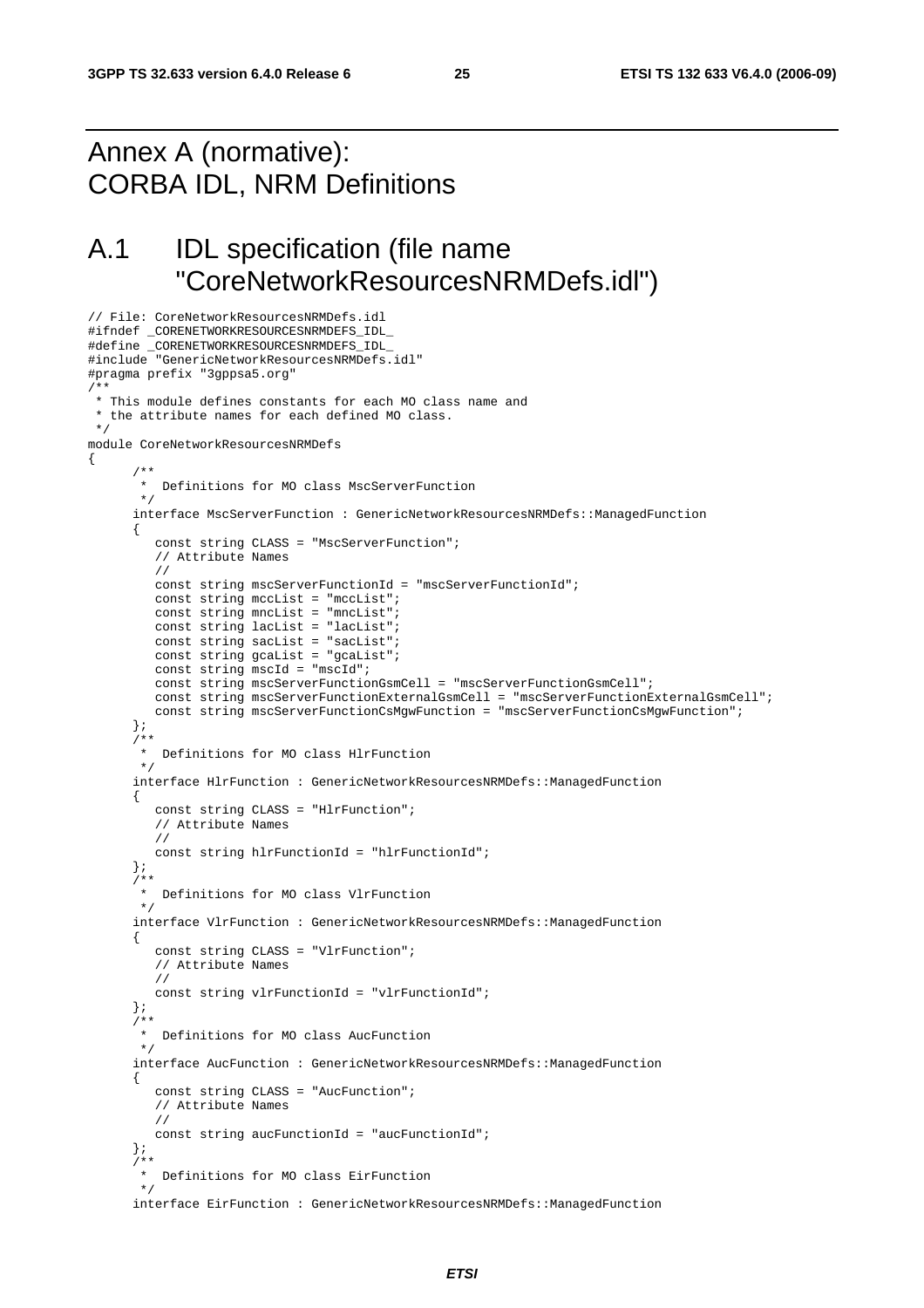# Annex A (normative): CORBA IDL, NRM Definitions

# A.1 IDL specification (file name "CoreNetworkResourcesNRMDefs.idl")

```
// File: CoreNetworkResourcesNRMDefs.idl
#ifndef _CORENETWORKRESOURCESNRMDEFS_IDL_
#define _CORENETWORKRESOURCESNRMDEFS_IDL_
#include "GenericNetworkResourcesNRMDefs.idl"
#pragma prefix "3gppsa5.org"
/**
 * This module defines constants for each MO class name and
 * the attribute names for each defined MO class.
 */
module CoreNetworkResourcesNRMDefs
{
      /**
       *  Definitions for MO class MscServerFunction
       */
      interface MscServerFunction : GenericNetworkResourcesNRMDefs::ManagedFunction
      {
         const string CLASS = "MscServerFunction";
         // Attribute Names
         //
         const string mscServerFunctionId = "mscServerFunctionId";
         const string mccList = "mccList";
         const string mncList = "mncList";
         const string lacList = "lacList";
         const string sacList = "sacList";
         const string gcaList = "gcaList";
         const string mscId = "mscId";
         const string mscServerFunctionGsmCell = "mscServerFunctionGsmCell";
         const string mscServerFunctionExternalGsmCell = "mscServerFunctionExternalGsmCell";
         const string mscServerFunctionCsMgwFunction = "mscServerFunctionCsMgwFunction";
      };
      /**
       *  Definitions for MO class HlrFunction
       */
      interface HlrFunction : GenericNetworkResourcesNRMDefs::ManagedFunction
      {
         const string CLASS = "HlrFunction";
         // Attribute Names
         //
         const string hlrFunctionId = "hlrFunctionId";
      };
      /**
       *  Definitions for MO class VlrFunction
       */
      interface VlrFunction : GenericNetworkResourcesNRMDefs::ManagedFunction
      {
         const string CLASS = "VlrFunction";
         // Attribute Names
         //
         const string vlrFunctionId = "vlrFunctionId";
      };
      /**
       *  Definitions for MO class AucFunction
       */
      interface AucFunction : GenericNetworkResourcesNRMDefs::ManagedFunction
      {
         const string CLASS = "AucFunction";
         // Attribute Names
         //
         const string aucFunctionId = "aucFunctionId";
      };
      /**
       *  Definitions for MO class EirFunction
       */
      interface EirFunction : GenericNetworkResourcesNRMDefs::ManagedFunction
```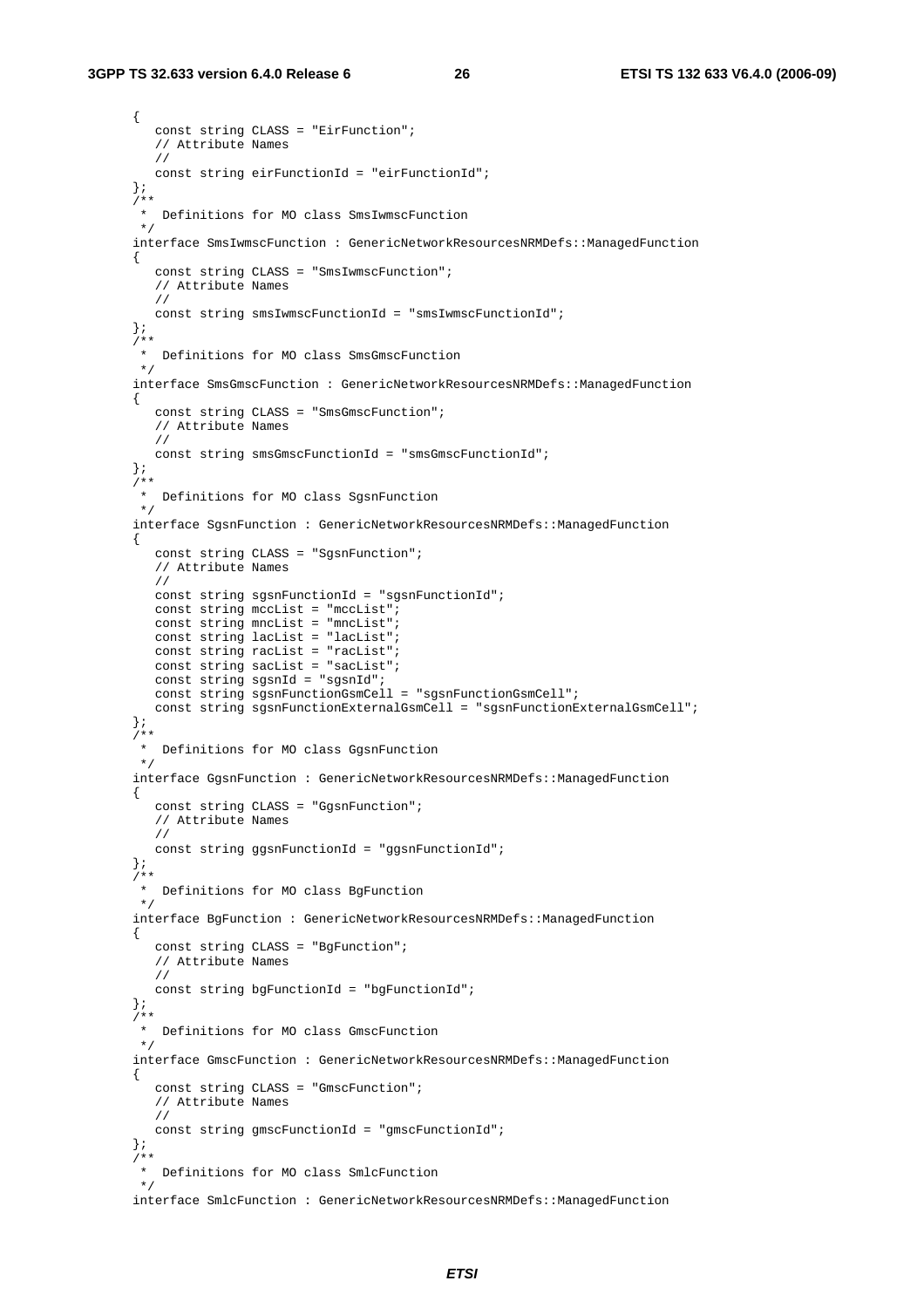```
{
   const string CLASS = "EirFunction";
   // Attribute Names
   //
   const string eirFunctionId = "eirFunctionId";
};
/**
 *  Definitions for MO class SmsIwmscFunction
 */
interface SmsIwmscFunction : GenericNetworkResourcesNRMDefs::ManagedFunction
{
   const string CLASS = "SmsIwmscFunction";
   // Attribute Names
   //
   const string smsIwmscFunctionId = "smsIwmscFunctionId";
};
/**
 *  Definitions for MO class SmsGmscFunction
 */
interface SmsGmscFunction : GenericNetworkResourcesNRMDefs::ManagedFunction
{
   const string CLASS = "SmsGmscFunction";
   // Attribute Names
   //
   const string smsGmscFunctionId = "smsGmscFunctionId";
};
/**
 *  Definitions for MO class SgsnFunction
 */
interface SgsnFunction : GenericNetworkResourcesNRMDefs::ManagedFunction
{
   const string CLASS = "SgsnFunction";
   // Attribute Names
   //
   const string sgsnFunctionId = "sgsnFunctionId";
   const string mccList = "mccList";
   const string mncList = "mncList";
   const string lacList = "lacList";
   const string racList = "racList";
   const string sacList = "sacList";
   const string sgsnId = "sgsnId";
   const string sgsnFunctionGsmCell = "sgsnFunctionGsmCell";
   const string sgsnFunctionExternalGsmCell = "sgsnFunctionExternalGsmCell";
};
/**
 *  Definitions for MO class GgsnFunction
 */
interface GgsnFunction : GenericNetworkResourcesNRMDefs::ManagedFunction
{
   const string CLASS = "GgsnFunction";
   // Attribute Names
   //
   const string ggsnFunctionId = "ggsnFunctionId";
};
/**
 *  Definitions for MO class BgFunction
 */
interface BgFunction : GenericNetworkResourcesNRMDefs::ManagedFunction
{
   const string CLASS = "BgFunction";
   // Attribute Names
   //
   const string bgFunctionId = "bgFunctionId";
};
/**
 *  Definitions for MO class GmscFunction
 */
interface GmscFunction : GenericNetworkResourcesNRMDefs::ManagedFunction
{
   const string CLASS = "GmscFunction";
   // Attribute Names
   //
   const string gmscFunctionId = "gmscFunctionId";
};
/**
 *  Definitions for MO class SmlcFunction
 */
interface SmlcFunction : GenericNetworkResourcesNRMDefs::ManagedFunction
```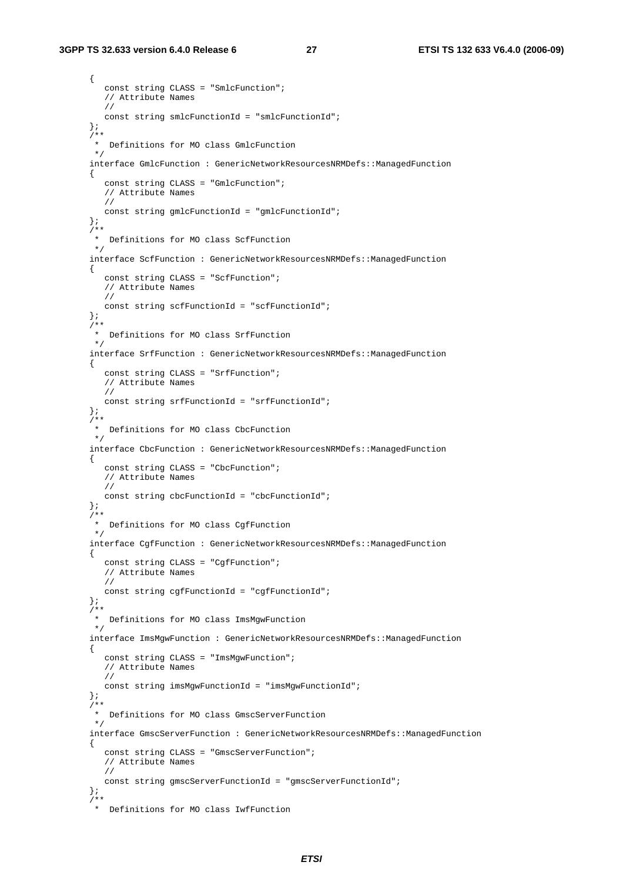```
   {
      const string CLASS = "SmlcFunction";
      // Attribute Names
      //
      const string smlcFunctionId = "smlcFunctionId";
   };
   /**
    *  Definitions for MO class GmlcFunction
    */
   interface GmlcFunction : GenericNetworkResourcesNRMDefs::ManagedFunction
   {
      const string CLASS = "GmlcFunction";
      // Attribute Names
      //
      const string gmlcFunctionId = "gmlcFunctionId";
   };
   /**
    *  Definitions for MO class ScfFunction
    */
   interface ScfFunction : GenericNetworkResourcesNRMDefs::ManagedFunction
   {
      const string CLASS = "ScfFunction";
      // Attribute Names
      //
      const string scfFunctionId = "scfFunctionId";
   };
   /**
    *  Definitions for MO class SrfFunction
    */
   interface SrfFunction : GenericNetworkResourcesNRMDefs::ManagedFunction
   {
      const string CLASS = "SrfFunction";
      // Attribute Names
      //
      const string srfFunctionId = "srfFunctionId";
   };
   /**
    *  Definitions for MO class CbcFunction
    */
   interface CbcFunction : GenericNetworkResourcesNRMDefs::ManagedFunction
   {
      const string CLASS = "CbcFunction";
      // Attribute Names
      //
      const string cbcFunctionId = "cbcFunctionId";
   };
   /**
    *  Definitions for MO class CgfFunction
    */
   interface CgfFunction : GenericNetworkResourcesNRMDefs::ManagedFunction
   {
      const string CLASS = "CgfFunction";
      // Attribute Names
      //
      const string cgfFunctionId = "cgfFunctionId";
   };
   /**
    *  Definitions for MO class ImsMgwFunction
    */
   interface ImsMgwFunction : GenericNetworkResourcesNRMDefs::ManagedFunction
   {
      const string CLASS = "ImsMgwFunction";
      // Attribute Names
      //
      const string imsMgwFunctionId = "imsMgwFunctionId";
   };
   /**
    *  Definitions for MO class GmscServerFunction
    */
   interface GmscServerFunction : GenericNetworkResourcesNRMDefs::ManagedFunction
   {
      const string CLASS = "GmscServerFunction";
      // Attribute Names
      //
      const string gmscServerFunctionId = "gmscServerFunctionId";
   };
   /**
    *  Definitions for MO class IwfFunction
```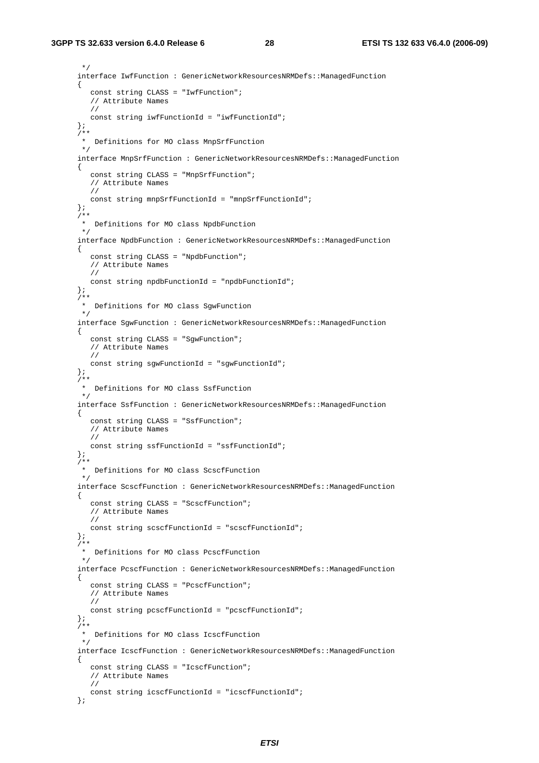```
 */
interface IwfFunction : GenericNetworkResourcesNRMDefs::ManagedFunction
{
   const string CLASS = "IwfFunction";
   // Attribute Names
   //
   const string iwfFunctionId = "iwfFunctionId";
};
/**
 *  Definitions for MO class MnpSrfFunction
 */
interface MnpSrfFunction : GenericNetworkResourcesNRMDefs::ManagedFunction
{
   const string CLASS = "MnpSrfFunction";
   // Attribute Names
   //
   const string mnpSrfFunctionId = "mnpSrfFunctionId";
};
/**
 *  Definitions for MO class NpdbFunction
 */
interface NpdbFunction : GenericNetworkResourcesNRMDefs::ManagedFunction
{
   const string CLASS = "NpdbFunction";
   // Attribute Names
   //
   const string npdbFunctionId = "npdbFunctionId";
};
/**
 *  Definitions for MO class SgwFunction
 */
interface SgwFunction : GenericNetworkResourcesNRMDefs::ManagedFunction
{
   const string CLASS = "SgwFunction";
   // Attribute Names
   //
   const string sgwFunctionId = "sgwFunctionId";
};
/**
 *  Definitions for MO class SsfFunction
 */
interface SsfFunction : GenericNetworkResourcesNRMDefs::ManagedFunction
{
   const string CLASS = "SsfFunction";
   // Attribute Names
   //
   const string ssfFunctionId = "ssfFunctionId";
};
/**
 *  Definitions for MO class ScscfFunction
 */
interface ScscfFunction : GenericNetworkResourcesNRMDefs::ManagedFunction
{
   const string CLASS = "ScscfFunction";
   // Attribute Names
   //
   const string scscfFunctionId = "scscfFunctionId";
};
/**
 *  Definitions for MO class PcscfFunction
 */
interface PcscfFunction : GenericNetworkResourcesNRMDefs::ManagedFunction
{
   const string CLASS = "PcscfFunction";
   // Attribute Names
   //
   const string pcscfFunctionId = "pcscfFunctionId";
};
/**
 *  Definitions for MO class IcscfFunction
 */
interface IcscfFunction : GenericNetworkResourcesNRMDefs::ManagedFunction
{
   const string CLASS = "IcscfFunction";
   // Attribute Names
   //
   const string icscfFunctionId = "icscfFunctionId";
};
```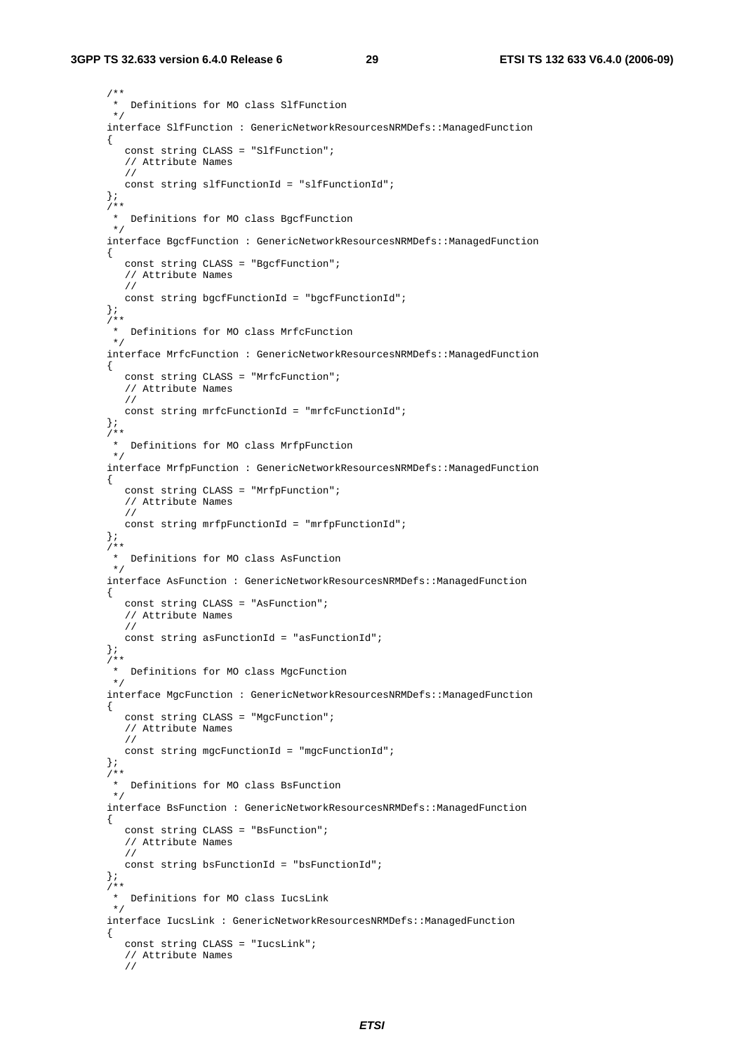```
/**
 *  Definitions for MO class SlfFunction
 */
interface SlfFunction : GenericNetworkResourcesNRMDefs::ManagedFunction
{
   const string CLASS = "SlfFunction";
   // Attribute Names
   //
   const string slfFunctionId = "slfFunctionId";
};
/**
 *  Definitions for MO class BgcfFunction
 */
interface BgcfFunction : GenericNetworkResourcesNRMDefs::ManagedFunction
{
   const string CLASS = "BgcfFunction";
   // Attribute Names
   //
   const string bgcfFunctionId = "bgcfFunctionId";
};
/**
 *  Definitions for MO class MrfcFunction
 */
interface MrfcFunction : GenericNetworkResourcesNRMDefs::ManagedFunction
{
   const string CLASS = "MrfcFunction";
   // Attribute Names
   //
   const string mrfcFunctionId = "mrfcFunctionId";
};
/**
 *  Definitions for MO class MrfpFunction
 */
interface MrfpFunction : GenericNetworkResourcesNRMDefs::ManagedFunction
{
   const string CLASS = "MrfpFunction";
   // Attribute Names
   //
   const string mrfpFunctionId = "mrfpFunctionId";
};
/**
 *  Definitions for MO class AsFunction
 */
interface AsFunction : GenericNetworkResourcesNRMDefs::ManagedFunction
{
   const string CLASS = "AsFunction";
   // Attribute Names
   //
   const string asFunctionId = "asFunctionId";
};
/**
 *  Definitions for MO class MgcFunction
 */
interface MgcFunction : GenericNetworkResourcesNRMDefs::ManagedFunction
{
   const string CLASS = "MgcFunction";
   // Attribute Names
   //
   const string mgcFunctionId = "mgcFunctionId";
};
/**
 *  Definitions for MO class BsFunction
 */
interface BsFunction : GenericNetworkResourcesNRMDefs::ManagedFunction
{
   const string CLASS = "BsFunction";
   // Attribute Names
   //
   const string bsFunctionId = "bsFunctionId";
};
/**
 *  Definitions for MO class IucsLink
 */
interface IucsLink : GenericNetworkResourcesNRMDefs::ManagedFunction
{
   const string CLASS = "IucsLink";
   // Attribute Names
   //
```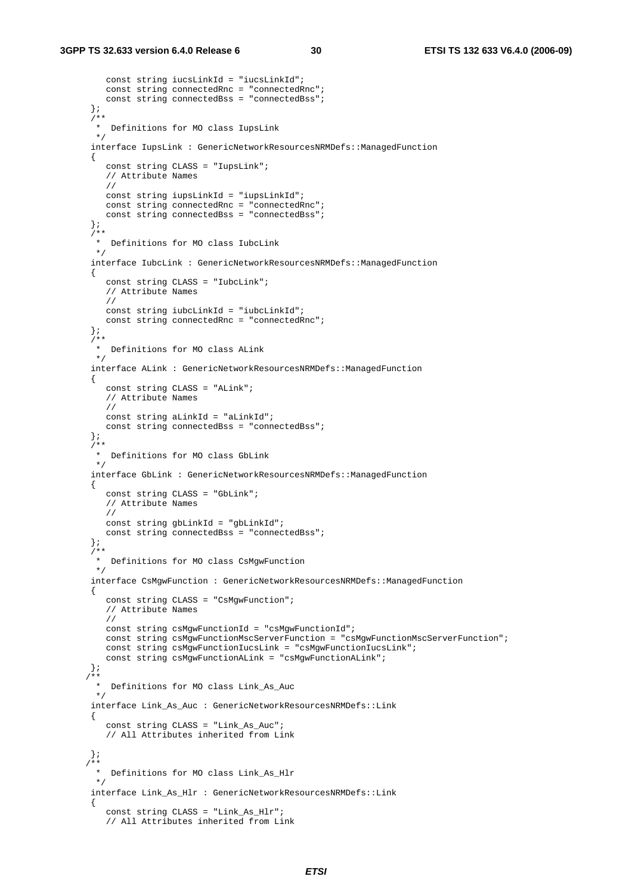```
      const string iucsLinkId = "iucsLinkId";
      const string connectedRnc = "connectedRnc";
      const string connectedBss = "connectedBss";
   };
   /**
    *  Definitions for MO class IupsLink
    */
   interface IupsLink : GenericNetworkResourcesNRMDefs::ManagedFunction
   {
      const string CLASS = "IupsLink";
      // Attribute Names
      //
      const string iupsLinkId = "iupsLinkId";
      const string connectedRnc = "connectedRnc";
      const string connectedBss = "connectedBss";
   };
   /**
    *  Definitions for MO class IubcLink
    */
   interface IubcLink : GenericNetworkResourcesNRMDefs::ManagedFunction
   {
      const string CLASS = "IubcLink";
      // Attribute Names
      //
      const string iubcLinkId = "iubcLinkId";
      const string connectedRnc = "connectedRnc";
   };
   /**
    *  Definitions for MO class ALink
    */
   interface ALink : GenericNetworkResourcesNRMDefs::ManagedFunction
   {
      const string CLASS = "ALink";
      // Attribute Names
      //
      const string aLinkId = "aLinkId";
      const string connectedBss = "connectedBss";
   };
   /**
    *  Definitions for MO class GbLink
    */
   interface GbLink : GenericNetworkResourcesNRMDefs::ManagedFunction
   {
      const string CLASS = "GbLink";
      // Attribute Names
      //
      const string gbLinkId = "gbLinkId";
      const string connectedBss = "connectedBss";
   };
   /**
    *  Definitions for MO class CsMgwFunction
    */
   interface CsMgwFunction : GenericNetworkResourcesNRMDefs::ManagedFunction
   {
      const string CLASS = "CsMgwFunction";
      // Attribute Names
      //
      const string csMgwFunctionId = "csMgwFunctionId";
      const string csMgwFunctionMscServerFunction = "csMgwFunctionMscServerFunction";
      const string csMgwFunctionIucsLink = "csMgwFunctionIucsLink";
      const string csMgwFunctionALink = "csMgwFunctionALink";
   };
  /**
    *  Definitions for MO class Link_As_Auc
    */
   interface Link_As_Auc : GenericNetworkResourcesNRMDefs::Link
   {
      const string CLASS = "Link_As_Auc";
      // All Attributes inherited from Link

   };
  /**
    *  Definitions for MO class Link_As_Hlr
    */
   interface Link_As_Hlr : GenericNetworkResourcesNRMDefs::Link
   {
      const string CLASS = "Link_As_Hlr";
      // All Attributes inherited from Link
```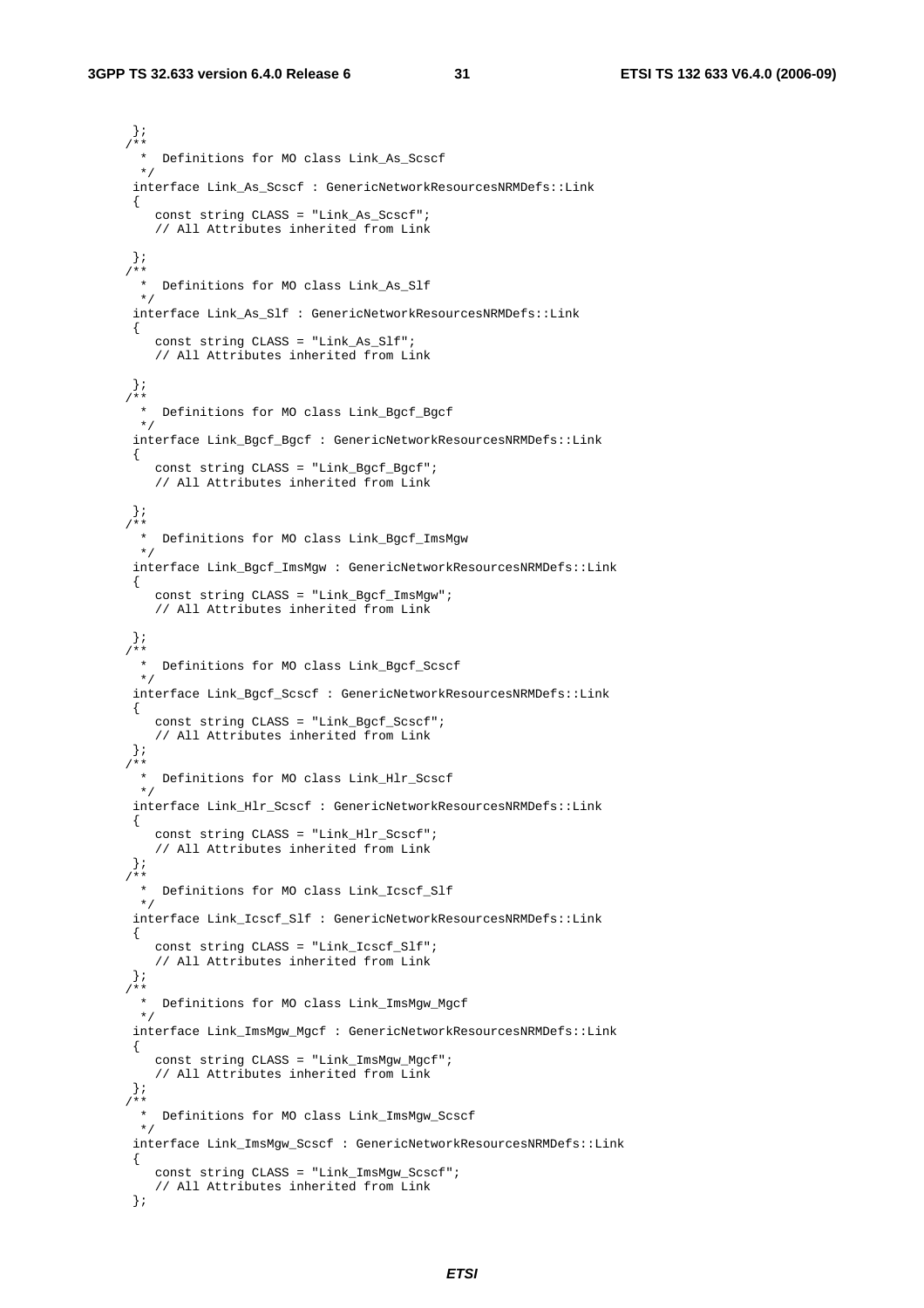```
    };
   /**
     *  Definitions for MO class Link_As_Scscf
     */
    interface Link_As_Scscf : GenericNetworkResourcesNRMDefs::Link
    {
       const string CLASS = "Link_As_Scscf";
       // All Attributes inherited from Link

    };
   /**
     *  Definitions for MO class Link_As_Slf
     */
    interface Link_As_Slf : GenericNetworkResourcesNRMDefs::Link
    {
       const string CLASS = "Link_As_Slf";
       // All Attributes inherited from Link

    };
   /**
     *  Definitions for MO class Link_Bgcf_Bgcf
     */
    interface Link_Bgcf_Bgcf : GenericNetworkResourcesNRMDefs::Link
    {
       const string CLASS = "Link_Bgcf_Bgcf";
       // All Attributes inherited from Link

    };
   /**
     *  Definitions for MO class Link_Bgcf_ImsMgw
     */
    interface Link_Bgcf_ImsMgw : GenericNetworkResourcesNRMDefs::Link
    {
       const string CLASS = "Link_Bgcf_ImsMgw";
       // All Attributes inherited from Link

    };
   /**
     *  Definitions for MO class Link_Bgcf_Scscf
     */
    interface Link_Bgcf_Scscf : GenericNetworkResourcesNRMDefs::Link
    {
       const string CLASS = "Link_Bgcf_Scscf";
       // All Attributes inherited from Link
    };
   /**
     *  Definitions for MO class Link_Hlr_Scscf
     */
    interface Link_Hlr_Scscf : GenericNetworkResourcesNRMDefs::Link
    {
       const string CLASS = "Link_Hlr_Scscf";
       // All Attributes inherited from Link
    };
   /**
     *  Definitions for MO class Link_Icscf_Slf
     */
    interface Link_Icscf_Slf : GenericNetworkResourcesNRMDefs::Link
    {
       const string CLASS = "Link_Icscf_Slf";
       // All Attributes inherited from Link
    };
   /**
     *  Definitions for MO class Link_ImsMgw_Mgcf
     */
    interface Link_ImsMgw_Mgcf : GenericNetworkResourcesNRMDefs::Link
    {
       const string CLASS = "Link_ImsMgw_Mgcf";
       // All Attributes inherited from Link
    };
   /**
     *  Definitions for MO class Link_ImsMgw_Scscf
     */
    interface Link_ImsMgw_Scscf : GenericNetworkResourcesNRMDefs::Link
    {
       const string CLASS = "Link_ImsMgw_Scscf";
       // All Attributes inherited from Link
    };
```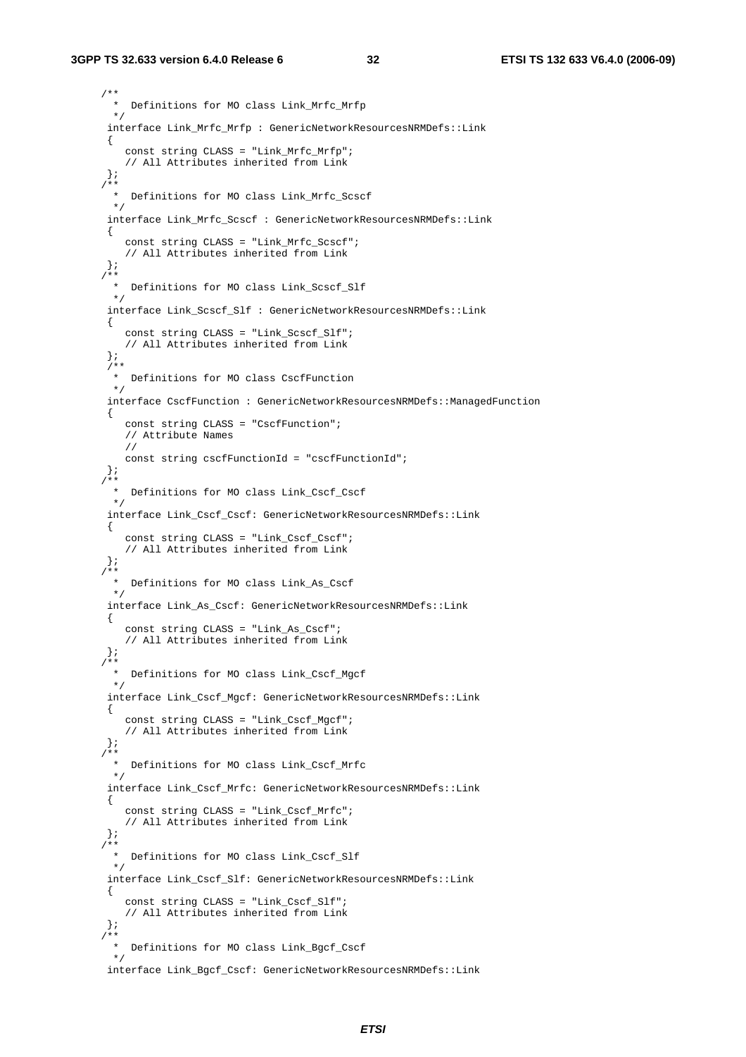```
/**
  *  Definitions for MO class Link_Mrfc_Mrfp
  */
 interface Link_Mrfc_Mrfp : GenericNetworkResourcesNRMDefs::Link
 {
    const string CLASS = "Link_Mrfc_Mrfp";
    // All Attributes inherited from Link
 };
/**
  *  Definitions for MO class Link_Mrfc_Scscf
  */
 interface Link_Mrfc_Scscf : GenericNetworkResourcesNRMDefs::Link
 {
    const string CLASS = "Link_Mrfc_Scscf";
    // All Attributes inherited from Link
 };
/**
  *  Definitions for MO class Link_Scscf_Slf
  */
 interface Link_Scscf_Slf : GenericNetworkResourcesNRMDefs::Link
 {
    const string CLASS = "Link_Scscf_Slf";
    // All Attributes inherited from Link
 };
 /**
  *  Definitions for MO class CscfFunction
  */
 interface CscfFunction : GenericNetworkResourcesNRMDefs::ManagedFunction
 {
    const string CLASS = "CscfFunction";
    // Attribute Names
    //
    const string cscfFunctionId = "cscfFunctionId";
 };
/**
  *  Definitions for MO class Link_Cscf_Cscf
  */
 interface Link_Cscf_Cscf: GenericNetworkResourcesNRMDefs::Link
 {
    const string CLASS = "Link_Cscf_Cscf";
    // All Attributes inherited from Link
 };
/**
  *  Definitions for MO class Link_As_Cscf
  */
 interface Link_As_Cscf: GenericNetworkResourcesNRMDefs::Link
 {
    const string CLASS = "Link_As_Cscf";
    // All Attributes inherited from Link
 };
/**
  *  Definitions for MO class Link_Cscf_Mgcf
  */
 interface Link_Cscf_Mgcf: GenericNetworkResourcesNRMDefs::Link
 {
    const string CLASS = "Link_Cscf_Mgcf";
    // All Attributes inherited from Link
 };
/**
  *  Definitions for MO class Link_Cscf_Mrfc
  */
 interface Link_Cscf_Mrfc: GenericNetworkResourcesNRMDefs::Link
 {
    const string CLASS = "Link_Cscf_Mrfc";
    // All Attributes inherited from Link
 };
/**
  *  Definitions for MO class Link_Cscf_Slf
  */
 interface Link_Cscf_Slf: GenericNetworkResourcesNRMDefs::Link
 {
    const string CLASS = "Link_Cscf_Slf";
    // All Attributes inherited from Link
 };
/**
  *  Definitions for MO class Link_Bgcf_Cscf
  */
 interface Link_Bgcf_Cscf: GenericNetworkResourcesNRMDefs::Link
```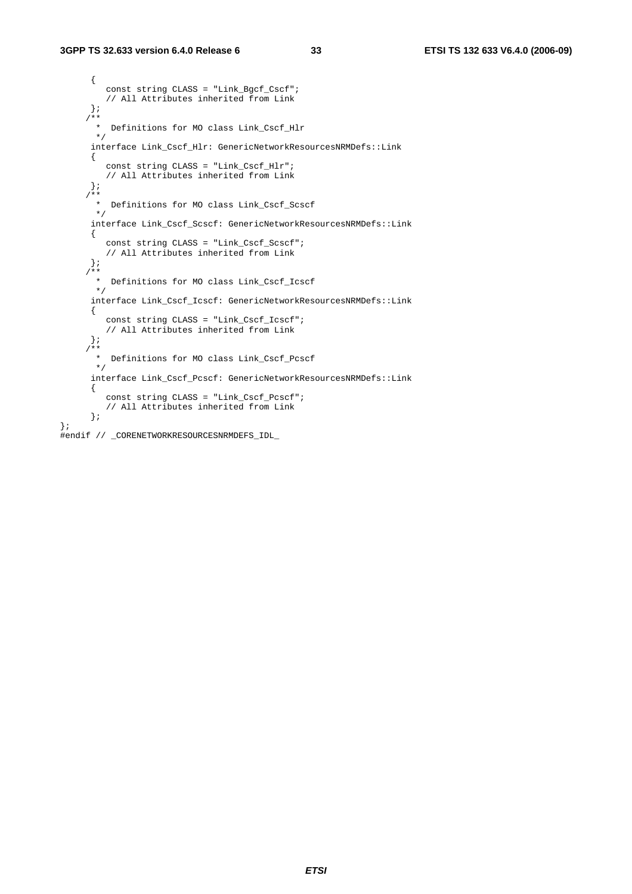```
      {
         const string CLASS = "Link_Bgcf_Cscf";
         // All Attributes inherited from Link
      };
     /**
       *  Definitions for MO class Link_Cscf_Hlr
       */
      interface Link_Cscf_Hlr: GenericNetworkResourcesNRMDefs::Link
      {
         const string CLASS = "Link_Cscf_Hlr";
         // All Attributes inherited from Link
      };
     /**
       *  Definitions for MO class Link_Cscf_Scscf
       */
      interface Link_Cscf_Scscf: GenericNetworkResourcesNRMDefs::Link
      {
         const string CLASS = "Link_Cscf_Scscf";
         // All Attributes inherited from Link
      };
     /**
       *  Definitions for MO class Link_Cscf_Icscf
       */
      interface Link_Cscf_Icscf: GenericNetworkResourcesNRMDefs::Link
      {
         const string CLASS = "Link_Cscf_Icscf";
         // All Attributes inherited from Link
      };
     /**
       *  Definitions for MO class Link_Cscf_Pcscf
       */
      interface Link_Cscf_Pcscf: GenericNetworkResourcesNRMDefs::Link
      {
         const string CLASS = "Link_Cscf_Pcscf";
         // All Attributes inherited from Link
      };
};
#endif // _CORENETWORKRESOURCESNRMDEFS_IDL_
```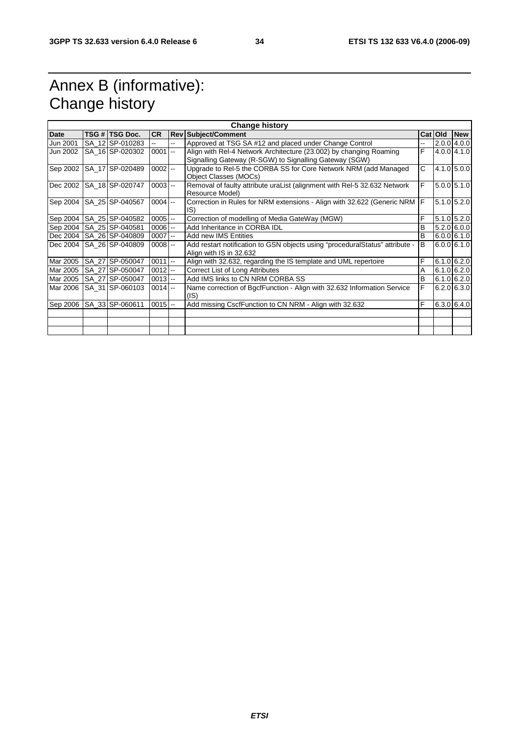# Annex B (informative): Change history

| Change history | | | | | | | | |
|---|---|---|---|---|---|---|---|---|
| **Date** | **TSG #** | **TSG Doc.** | **CR** | **Rev** | **Subject/Comment** | **Cat** | **Old** | **New** |
| Jun 2001 | SA_12 | SP-010283 | -- | -- | Approved at TSG SA #12 and placed under Change Control | -- | 2.0.0 | 4.0.0 |
| Jun 2002 | SA_16 | SP-020302 | 0001 | -- | Align with Rel-4 Network Architecture (23.002) by changing Roaming Signalling Gateway (R-SGW) to Signalling Gateway (SGW) | F | 4.0.0 | 4.1.0 |
| Sep 2002 | SA_17 | SP-020489 | 0002 | -- | Upgrade to Rel-5 the CORBA SS for Core Network NRM (add Managed Object Classes (MOCs) | C | 4.1.0 | 5.0.0 |
| Dec 2002 | SA_18 | SP-020747 | 0003 | -- | Removal of faulty attribute uraList (alignment with Rel-5 32.632 Network Resource Model) | F | 5.0.0 | 5.1.0 |
| Sep 2004 | SA_25 | SP-040567 | 0004 | -- | Correction in Rules for NRM extensions - Align with 32.622 (Generic NRM IS) | F | 5.1.0 | 5.2.0 |
| Sep 2004 | SA_25 | SP-040582 | 0005 | -- | Correction of modelling of Media GateWay (MGW) | F | 5.1.0 | 5.2.0 |
| Sep 2004 | SA_25 | SP-040581 | 0006 | -- | Add Inheritance in CORBA IDL | B | 5.2.0 | 6.0.0 |
| Dec 2004 | SA_26 | SP-040809 | 0007 | -- | Add new IMS Entities | B | 6.0.0 | 6.1.0 |
| Dec 2004 | SA_26 | SP-040809 | 0008 | -- | Add restart notification to GSN objects using "proceduralStatus" attribute - Align with IS in 32.632 | B | 6.0.0 | 6.1.0 |
| Mar 2005 | SA_27 | SP-050047 | 0011 | -- | Align with 32.632, regarding the IS template and UML repertoire | F | 6.1.0 | 6.2.0 |
| Mar 2005 | SA_27 | SP-050047 | 0012 | -- | Correct List of Long Attributes | A | 6.1.0 | 6.2.0 |
| Mar 2005 | SA_27 | SP-050047 | 0013 | -- | Add IMS links to CN NRM CORBA SS | B | 6.1.0 | 6.2.0 |
| Mar 2006 | SA_31 | SP-060103 | 0014 | -- | Name correction of BgcfFunction - Align with 32.632 Information Service (IS) | F | 6.2.0 | 6.3.0 |
| Sep 2006 | SA_33 | SP-060611 | 0015 | -- | Add missing CscfFunction to CN NRM - Align with 32.632 | F | 6.3.0 | 6.4.0 |
| | | | | | | | | |
| | | | | | | | | |
| | | | | | | | | |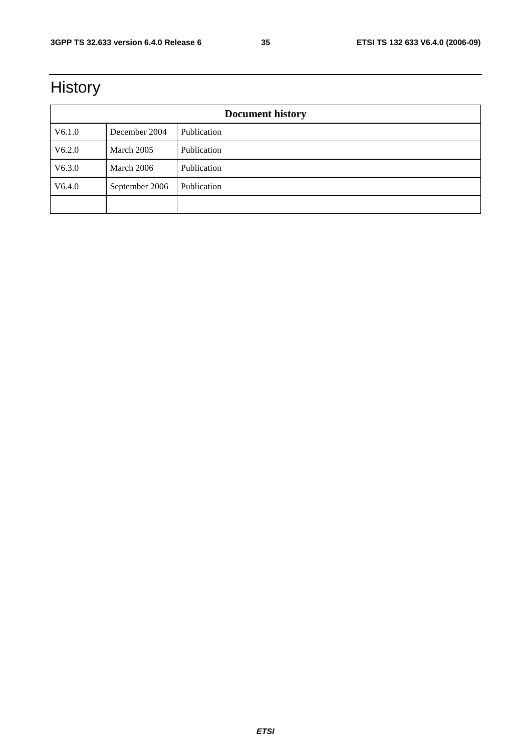# History

| Document history | | |
|---|---|---|
| V6.1.0 | December 2004 | Publication |
| V6.2.0 | March 2005 | Publication |
| V6.3.0 | March 2006 | Publication |
| V6.4.0 | September 2006 | Publication |
| | | |